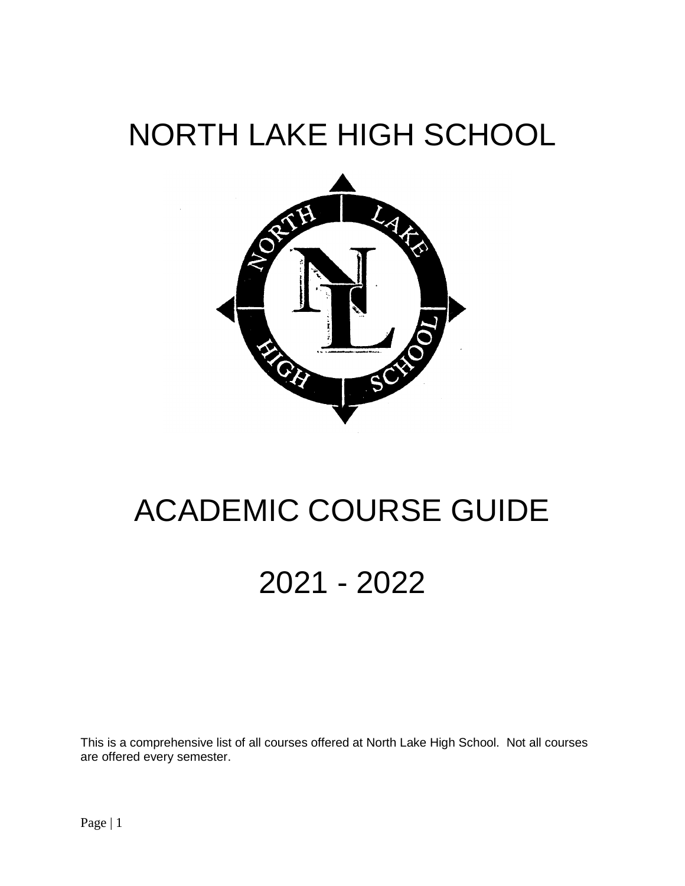# NORTH LAKE HIGH SCHOOL

# ACADEMIC COURSE GUIDE

# 2021 - 2022

This is a comprehensive list of all courses offered at North Lake High School. Not all courses are offered every semester.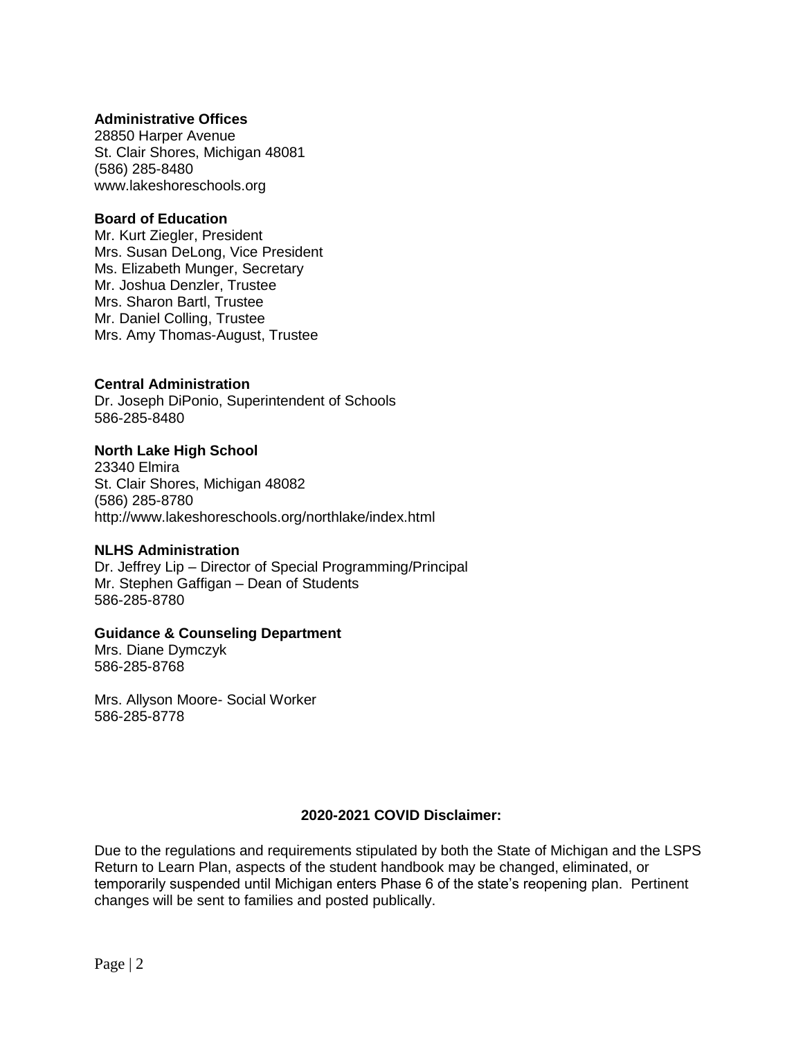**Administrative Offices**
28850 Harper Avenue
St. Clair Shores, Michigan 48081
(586) 285-8480
www.lakeshoreschools.org

**Board of Education**
Mr. Kurt Ziegler, President
Mrs. Susan DeLong, Vice President
Ms. Elizabeth Munger, Secretary
Mr. Joshua Denzler, Trustee
Mrs. Sharon Bartl, Trustee
Mr. Daniel Colling, Trustee
Mrs. Amy Thomas-August, Trustee

**Central Administration**
Dr. Joseph DiPonio, Superintendent of Schools
586-285-8480

**North Lake High School**
23340 Elmira
St. Clair Shores, Michigan 48082
(586) 285-8780
http://www.lakeshoreschools.org/northlake/index.html

**NLHS Administration**
Dr. Jeffrey Lip – Director of Special Programming/Principal
Mr. Stephen Gaffigan – Dean of Students
586-285-8780

**Guidance & Counseling Department**
Mrs. Diane Dymczyk
586-285-8768

Mrs. Allyson Moore- Social Worker
586-285-8778

**2020-2021 COVID Disclaimer:**

Due to the regulations and requirements stipulated by both the State of Michigan and the LSPS Return to Learn Plan, aspects of the student handbook may be changed, eliminated, or temporarily suspended until Michigan enters Phase 6 of the state's reopening plan. Pertinent changes will be sent to families and posted publically.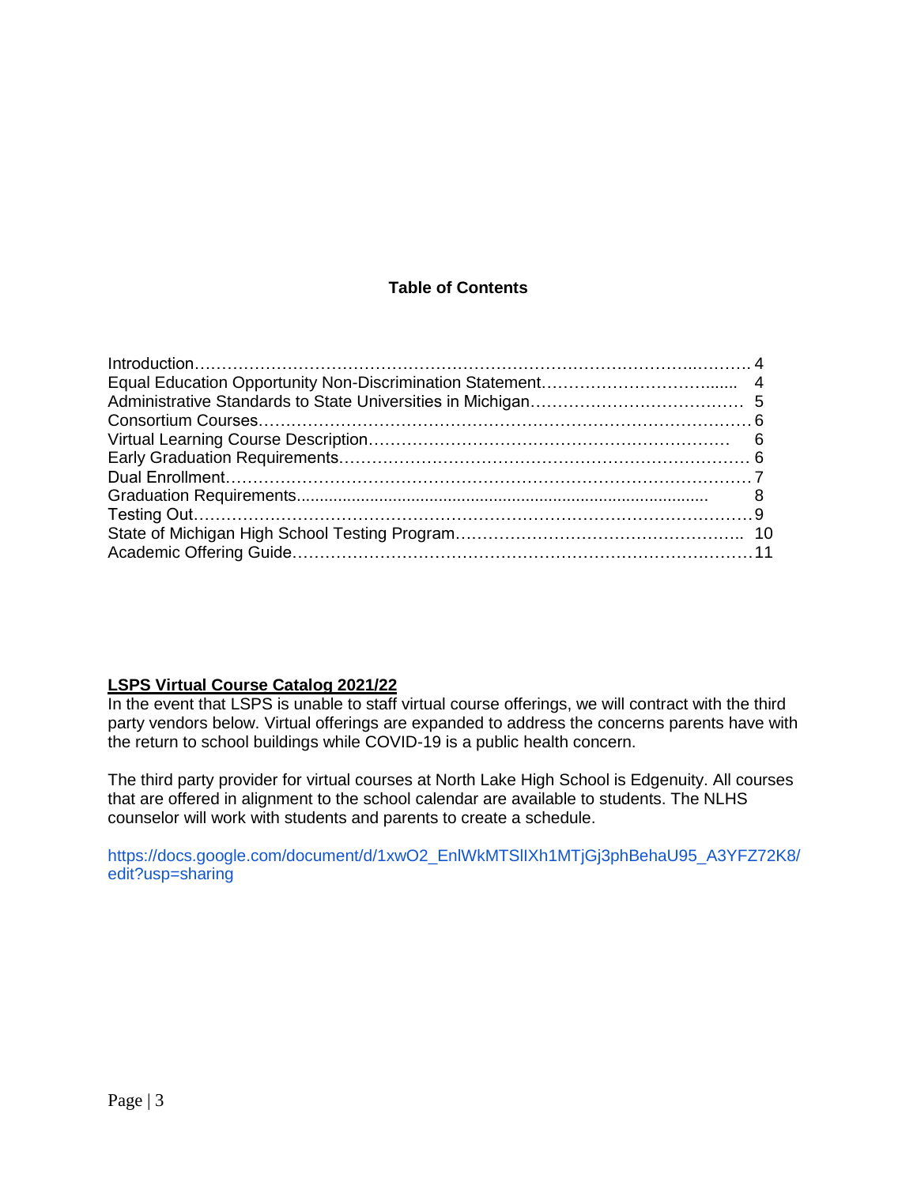## Table of Contents

| | |
|---|---|
| Introduction | 4 |
| Equal Education Opportunity Non-Discrimination Statement | 4 |
| Administrative Standards to State Universities in Michigan | 5 |
| Consortium Courses | 6 |
| Virtual Learning Course Description | 6 |
| Early Graduation Requirements | 6 |
| Dual Enrollment | 7 |
| Graduation Requirements | 8 |
| Testing Out | 9 |
| State of Michigan High School Testing Program | 10 |
| Academic Offering Guide | 11 |

**LSPS Virtual Course Catalog 2021/22**

In the event that LSPS is unable to staff virtual course offerings, we will contract with the third party vendors below. Virtual offerings are expanded to address the concerns parents have with the return to school buildings while COVID-19 is a public health concern.

The third party provider for virtual courses at North Lake High School is Edgenuity. All courses that are offered in alignment to the school calendar are available to students. The NLHS counselor will work with students and parents to create a schedule.

https://docs.google.com/document/d/1xwO2_EnlWkMTSlIXh1MTjGj3phBehaU95_A3YFZ72K8/edit?usp=sharing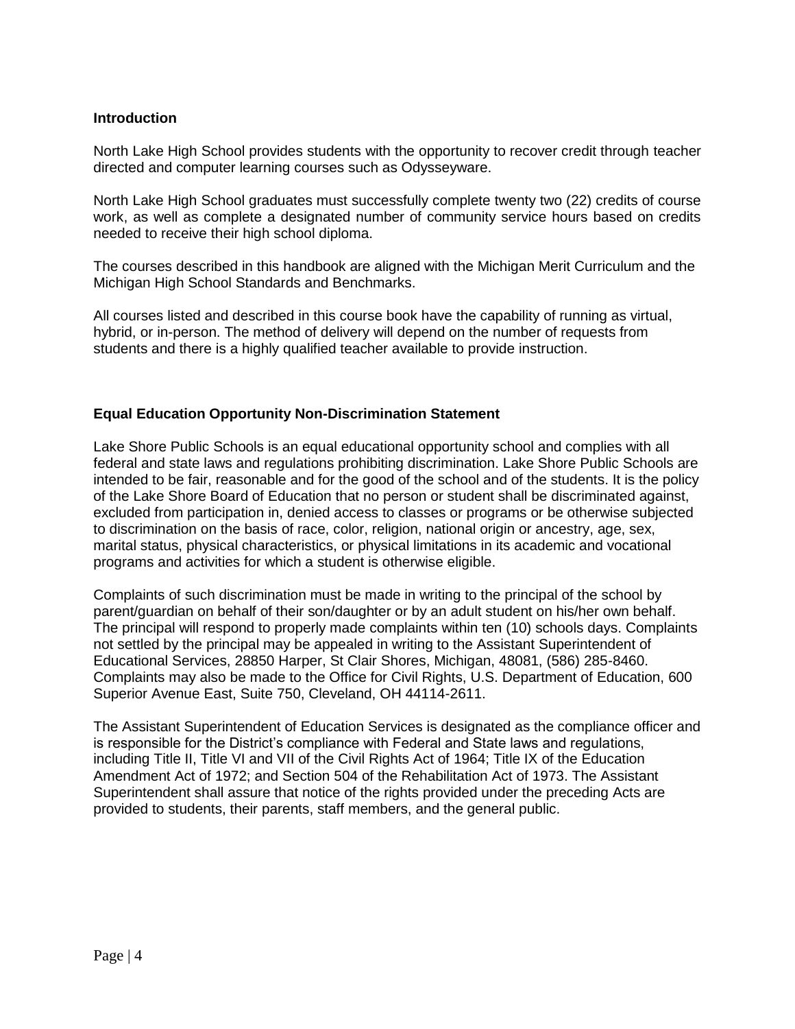## Introduction

North Lake High School provides students with the opportunity to recover credit through teacher directed and computer learning courses such as Odysseyware.

North Lake High School graduates must successfully complete twenty two (22) credits of course work, as well as complete a designated number of community service hours based on credits needed to receive their high school diploma.

The courses described in this handbook are aligned with the Michigan Merit Curriculum and the Michigan High School Standards and Benchmarks.

All courses listed and described in this course book have the capability of running as virtual, hybrid, or in-person. The method of delivery will depend on the number of requests from students and there is a highly qualified teacher available to provide instruction.

## Equal Education Opportunity Non-Discrimination Statement

Lake Shore Public Schools is an equal educational opportunity school and complies with all federal and state laws and regulations prohibiting discrimination. Lake Shore Public Schools are intended to be fair, reasonable and for the good of the school and of the students. It is the policy of the Lake Shore Board of Education that no person or student shall be discriminated against, excluded from participation in, denied access to classes or programs or be otherwise subjected to discrimination on the basis of race, color, religion, national origin or ancestry, age, sex, marital status, physical characteristics, or physical limitations in its academic and vocational programs and activities for which a student is otherwise eligible.

Complaints of such discrimination must be made in writing to the principal of the school by parent/guardian on behalf of their son/daughter or by an adult student on his/her own behalf. The principal will respond to properly made complaints within ten (10) schools days. Complaints not settled by the principal may be appealed in writing to the Assistant Superintendent of Educational Services, 28850 Harper, St Clair Shores, Michigan, 48081, (586) 285-8460. Complaints may also be made to the Office for Civil Rights, U.S. Department of Education, 600 Superior Avenue East, Suite 750, Cleveland, OH 44114-2611.

The Assistant Superintendent of Education Services is designated as the compliance officer and is responsible for the District's compliance with Federal and State laws and regulations, including Title II, Title VI and VII of the Civil Rights Act of 1964; Title IX of the Education Amendment Act of 1972; and Section 504 of the Rehabilitation Act of 1973. The Assistant Superintendent shall assure that notice of the rights provided under the preceding Acts are provided to students, their parents, staff members, and the general public.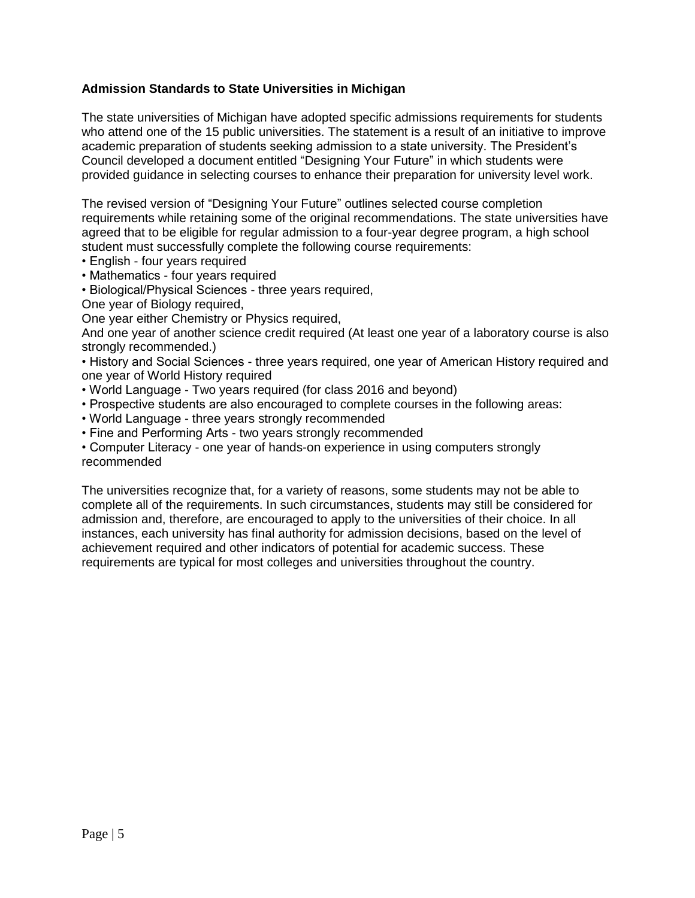**Admission Standards to State Universities in Michigan**

The state universities of Michigan have adopted specific admissions requirements for students who attend one of the 15 public universities. The statement is a result of an initiative to improve academic preparation of students seeking admission to a state university. The President's Council developed a document entitled "Designing Your Future" in which students were provided guidance in selecting courses to enhance their preparation for university level work.

The revised version of "Designing Your Future" outlines selected course completion requirements while retaining some of the original recommendations. The state universities have agreed that to be eligible for regular admission to a four-year degree program, a high school student must successfully complete the following course requirements:

- English - four years required
- Mathematics - four years required
- Biological/Physical Sciences - three years required,

One year of Biology required,
One year either Chemistry or Physics required,
And one year of another science credit required (At least one year of a laboratory course is also strongly recommended.)

- History and Social Sciences - three years required, one year of American History required and one year of World History required
- World Language - Two years required (for class 2016 and beyond)
- Prospective students are also encouraged to complete courses in the following areas:
- World Language - three years strongly recommended
- Fine and Performing Arts - two years strongly recommended
- Computer Literacy - one year of hands-on experience in using computers strongly recommended

The universities recognize that, for a variety of reasons, some students may not be able to complete all of the requirements. In such circumstances, students may still be considered for admission and, therefore, are encouraged to apply to the universities of their choice. In all instances, each university has final authority for admission decisions, based on the level of achievement required and other indicators of potential for academic success. These requirements are typical for most colleges and universities throughout the country.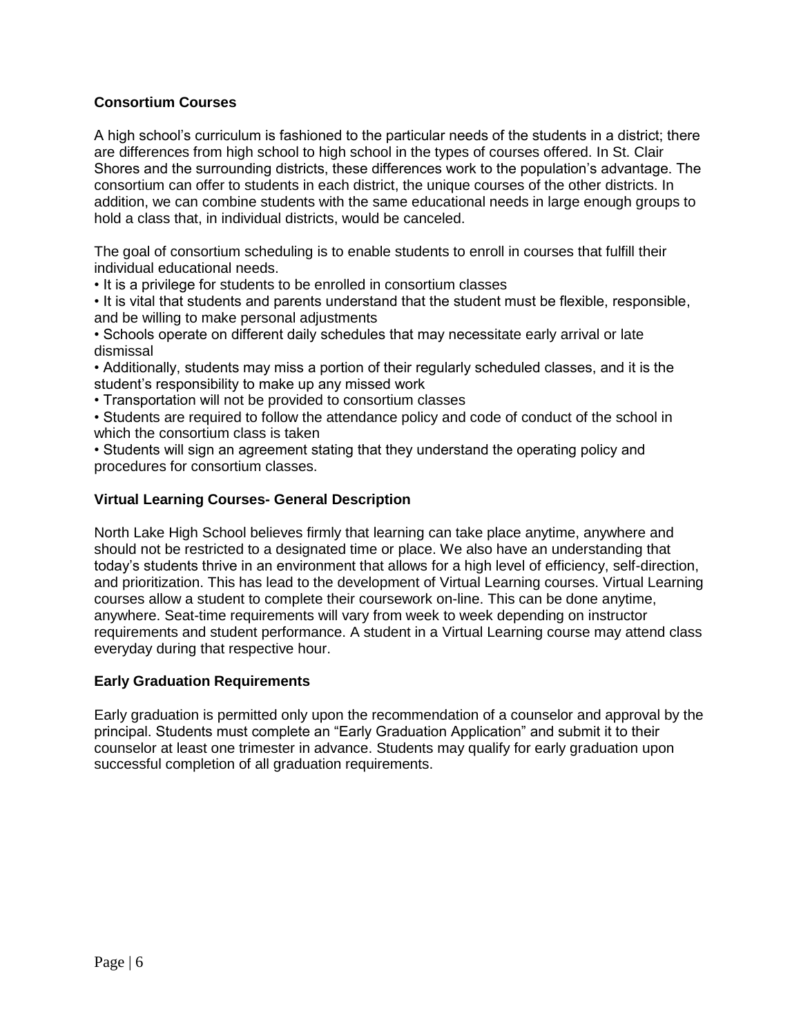### Consortium Courses

A high school's curriculum is fashioned to the particular needs of the students in a district; there are differences from high school to high school in the types of courses offered. In St. Clair Shores and the surrounding districts, these differences work to the population's advantage. The consortium can offer to students in each district, the unique courses of the other districts. In addition, we can combine students with the same educational needs in large enough groups to hold a class that, in individual districts, would be canceled.

The goal of consortium scheduling is to enable students to enroll in courses that fulfill their individual educational needs.

- It is a privilege for students to be enrolled in consortium classes
- It is vital that students and parents understand that the student must be flexible, responsible, and be willing to make personal adjustments
- Schools operate on different daily schedules that may necessitate early arrival or late dismissal
- Additionally, students may miss a portion of their regularly scheduled classes, and it is the student's responsibility to make up any missed work
- Transportation will not be provided to consortium classes
- Students are required to follow the attendance policy and code of conduct of the school in which the consortium class is taken
- Students will sign an agreement stating that they understand the operating policy and procedures for consortium classes.

### Virtual Learning Courses- General Description

North Lake High School believes firmly that learning can take place anytime, anywhere and should not be restricted to a designated time or place. We also have an understanding that today's students thrive in an environment that allows for a high level of efficiency, self-direction, and prioritization. This has lead to the development of Virtual Learning courses. Virtual Learning courses allow a student to complete their coursework on-line. This can be done anytime, anywhere. Seat-time requirements will vary from week to week depending on instructor requirements and student performance. A student in a Virtual Learning course may attend class everyday during that respective hour.

### Early Graduation Requirements

Early graduation is permitted only upon the recommendation of a counselor and approval by the principal. Students must complete an "Early Graduation Application" and submit it to their counselor at least one trimester in advance. Students may qualify for early graduation upon successful completion of all graduation requirements.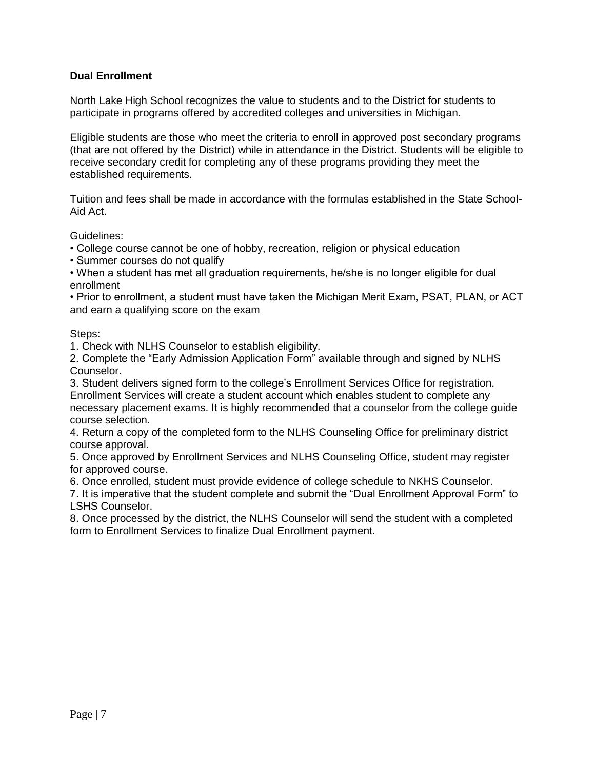**Dual Enrollment**

North Lake High School recognizes the value to students and to the District for students to participate in programs offered by accredited colleges and universities in Michigan.

Eligible students are those who meet the criteria to enroll in approved post secondary programs (that are not offered by the District) while in attendance in the District. Students will be eligible to receive secondary credit for completing any of these programs providing they meet the established requirements.

Tuition and fees shall be made in accordance with the formulas established in the State School-Aid Act.

Guidelines:

- College course cannot be one of hobby, recreation, religion or physical education
- Summer courses do not qualify
- When a student has met all graduation requirements, he/she is no longer eligible for dual enrollment
- Prior to enrollment, a student must have taken the Michigan Merit Exam, PSAT, PLAN, or ACT and earn a qualifying score on the exam

Steps:

1. Check with NLHS Counselor to establish eligibility.
2. Complete the "Early Admission Application Form" available through and signed by NLHS Counselor.
3. Student delivers signed form to the college's Enrollment Services Office for registration. Enrollment Services will create a student account which enables student to complete any necessary placement exams. It is highly recommended that a counselor from the college guide course selection.
4. Return a copy of the completed form to the NLHS Counseling Office for preliminary district course approval.
5. Once approved by Enrollment Services and NLHS Counseling Office, student may register for approved course.
6. Once enrolled, student must provide evidence of college schedule to NKHS Counselor.
7. It is imperative that the student complete and submit the "Dual Enrollment Approval Form" to LSHS Counselor.
8. Once processed by the district, the NLHS Counselor will send the student with a completed form to Enrollment Services to finalize Dual Enrollment payment.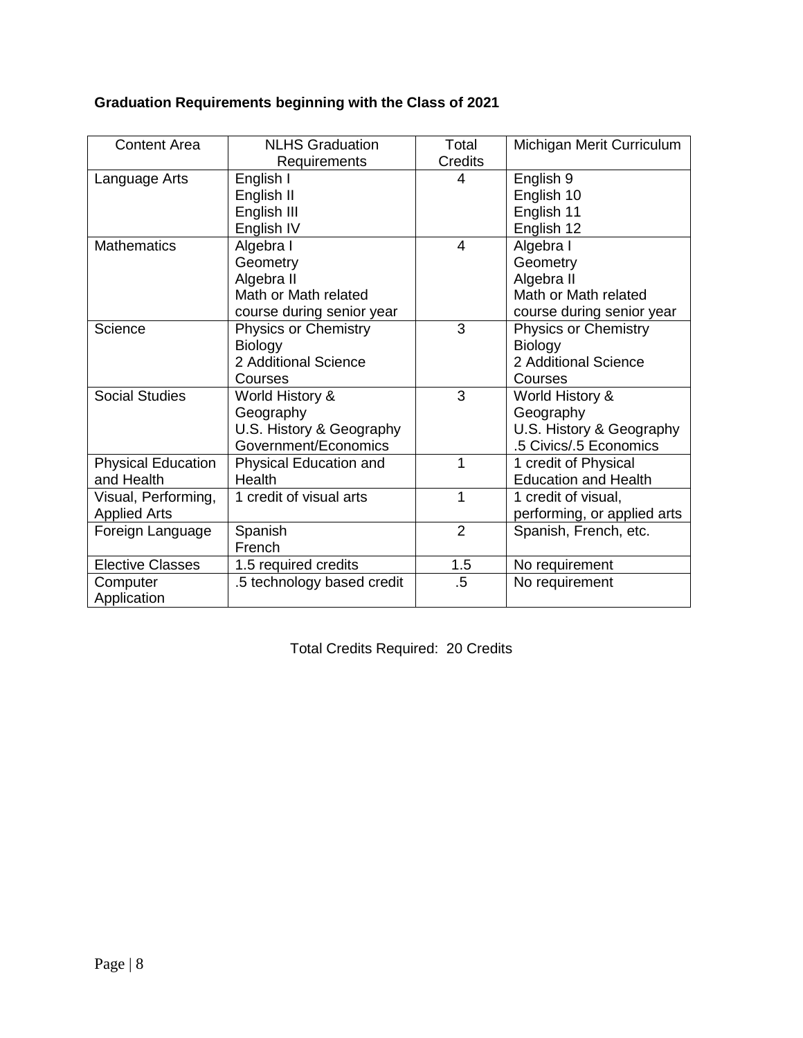**Graduation Requirements beginning with the Class of 2021**

| Content Area | NLHS Graduation Requirements | Total Credits | Michigan Merit Curriculum |
|---|---|---|---|
| Language Arts | English I<br>English II<br>English III<br>English IV | 4 | English 9<br>English 10<br>English 11<br>English 12 |
| Mathematics | Algebra I<br>Geometry<br>Algebra II<br>Math or Math related course during senior year | 4 | Algebra I<br>Geometry<br>Algebra II<br>Math or Math related course during senior year |
| Science | Physics or Chemistry<br>Biology<br>2 Additional Science Courses | 3 | Physics or Chemistry<br>Biology<br>2 Additional Science Courses |
| Social Studies | World History & Geography<br>U.S. History & Geography<br>Government/Economics | 3 | World History & Geography<br>U.S. History & Geography<br>.5 Civics/.5 Economics |
| Physical Education and Health | Physical Education and Health | 1 | 1 credit of Physical Education and Health |
| Visual, Performing, Applied Arts | 1 credit of visual arts | 1 | 1 credit of visual, performing, or applied arts |
| Foreign Language | Spanish<br>French | 2 | Spanish, French, etc. |
| Elective Classes | 1.5 required credits | 1.5 | No requirement |
| Computer Application | .5 technology based credit | .5 | No requirement |

Total Credits Required: 20 Credits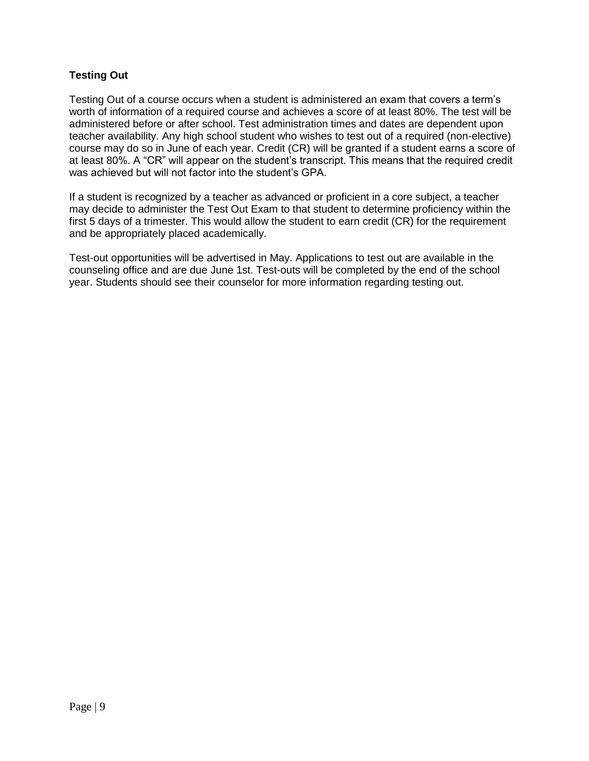### Testing Out

Testing Out of a course occurs when a student is administered an exam that covers a term's worth of information of a required course and achieves a score of at least 80%. The test will be administered before or after school. Test administration times and dates are dependent upon teacher availability. Any high school student who wishes to test out of a required (non-elective) course may do so in June of each year. Credit (CR) will be granted if a student earns a score of at least 80%. A "CR" will appear on the student's transcript. This means that the required credit was achieved but will not factor into the student's GPA.

If a student is recognized by a teacher as advanced or proficient in a core subject, a teacher may decide to administer the Test Out Exam to that student to determine proficiency within the first 5 days of a trimester. This would allow the student to earn credit (CR) for the requirement and be appropriately placed academically.

Test-out opportunities will be advertised in May. Applications to test out are available in the counseling office and are due June 1st. Test-outs will be completed by the end of the school year. Students should see their counselor for more information regarding testing out.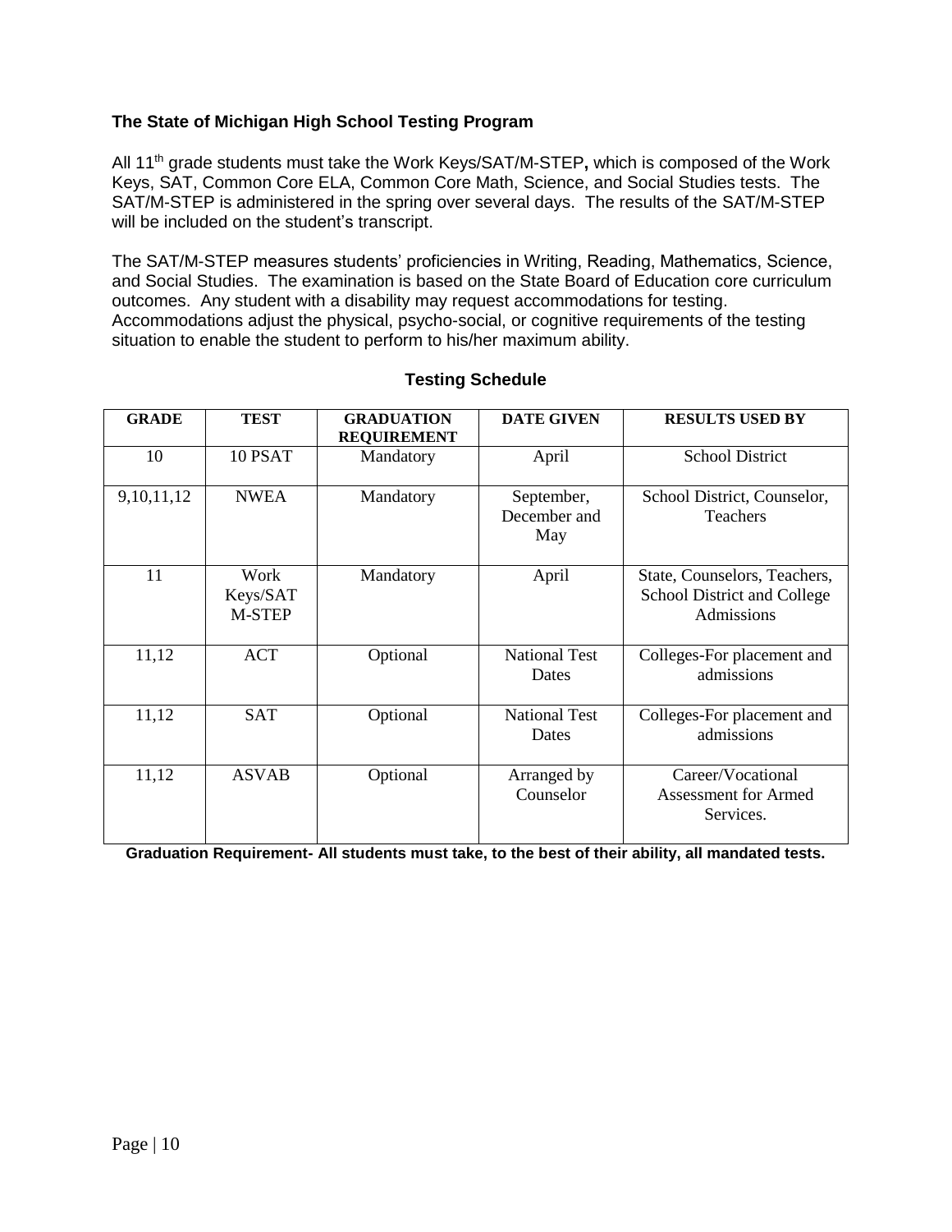### The State of Michigan High School Testing Program

All 11th grade students must take the Work Keys/SAT/M-STEP**,** which is composed of the Work Keys, SAT, Common Core ELA, Common Core Math, Science, and Social Studies tests. The SAT/M-STEP is administered in the spring over several days. The results of the SAT/M-STEP will be included on the student's transcript.

The SAT/M-STEP measures students' proficiencies in Writing, Reading, Mathematics, Science, and Social Studies. The examination is based on the State Board of Education core curriculum outcomes. Any student with a disability may request accommodations for testing. Accommodations adjust the physical, psycho-social, or cognitive requirements of the testing situation to enable the student to perform to his/her maximum ability.

**Testing Schedule**

| GRADE | TEST | GRADUATION REQUIREMENT | DATE GIVEN | RESULTS USED BY |
|---|---|---|---|---|
| 10 | 10 PSAT | Mandatory | April | School District |
| 9,10,11,12 | NWEA | Mandatory | September, December and May | School District, Counselor, Teachers |
| 11 | Work Keys/SAT M-STEP | Mandatory | April | State, Counselors, Teachers, School District and College Admissions |
| 11,12 | ACT | Optional | National Test Dates | Colleges-For placement and admissions |
| 11,12 | SAT | Optional | National Test Dates | Colleges-For placement and admissions |
| 11,12 | ASVAB | Optional | Arranged by Counselor | Career/Vocational Assessment for Armed Services. |

**Graduation Requirement- All students must take, to the best of their ability, all mandated tests.**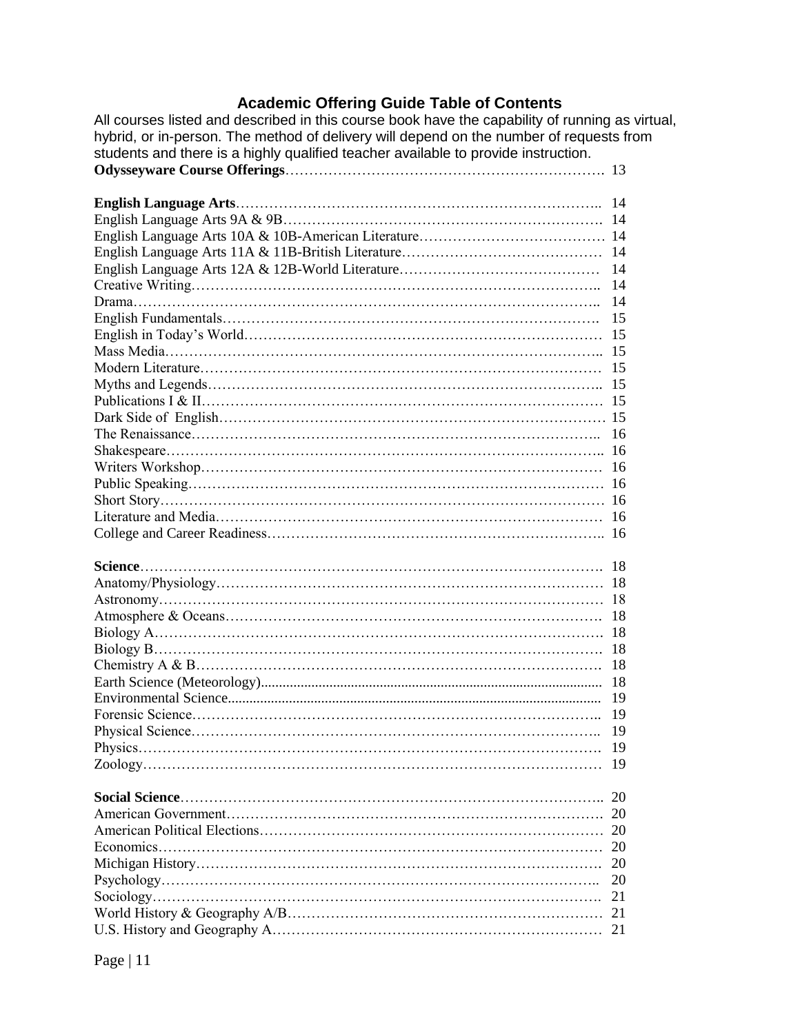## Academic Offering Guide Table of Contents

All courses listed and described in this course book have the capability of running as virtual, hybrid, or in-person. The method of delivery will depend on the number of requests from students and there is a highly qualified teacher available to provide instruction.

**Odysseyware Course Offerings**……………………………………………………………. 13

**English Language Arts**………………………………………………………………….. 14
English Language Arts 9A & 9B……………………………………………………………. 14
English Language Arts 10A & 10B-American Literature………………………………… 14
English Language Arts 11A & 11B-British Literature…………………………………… 14
English Language Arts 12A & 12B-World Literature…………………………………… 14
Creative Writing……………………………………………………………………………. 14
Drama………………………………………………………………………………………. 14
English Fundamentals………………………………………………………………………. 15
English in Today's World…………………………………………………………………… 15
Mass Media…………………………………………………………………………………. 15
Modern Literature…………………………………………………………………………… 15
Myths and Legends…………………………………………………………………………. 15
Publications I & II…………………………………………………………………………… 15
Dark Side of English………………………………………………………………………… 15
The Renaissance……………………………………………………………………………. 16
Shakespeare…………………………………………………………………………………. 16
Writers Workshop…………………………………………………………………………… 16
Public Speaking……………………………………………………………………………… 16
Short Story…………………………………………………………………………………… 16
Literature and Media………………………………………………………………………… 16
College and Career Readiness……………………………………………………………….. 16

**Science**……………………………………………………………………………………. 18
Anatomy/Physiology………………………………………………………………………… 18
Astronomy…………………………………………………………………………………… 18
Atmosphere & Oceans………………………………………………………………………. 18
Biology A……………………………………………………………………………………. 18
Biology B……………………………………………………………………………………. 18
Chemistry A & B……………………………………………………………………………. 18
Earth Science (Meteorology)………………………………………………………………… 18
Environmental Science………………………………………………………………………. 19
Forensic Science…………………………………………………………………………….. 19
Physical Science…………………………………………………………………………….. 19
Physics………………………………………………………………………………………. 19
Zoology……………………………………………………………………………………… 19

**Social Science**……………………………………………………………………………. 20
American Government………………………………………………………………………. 20
American Political Elections………………………………………………………………… 20
Economics…………………………………………………………………………………… 20
Michigan History……………………………………………………………………………. 20
Psychology…………………………………………………………………………………… 20
Sociology……………………………………………………………………………………. 21
World History & Geography A/B…………………………………………………………… 21
U.S. History and Geography A……………………………………………………………… 21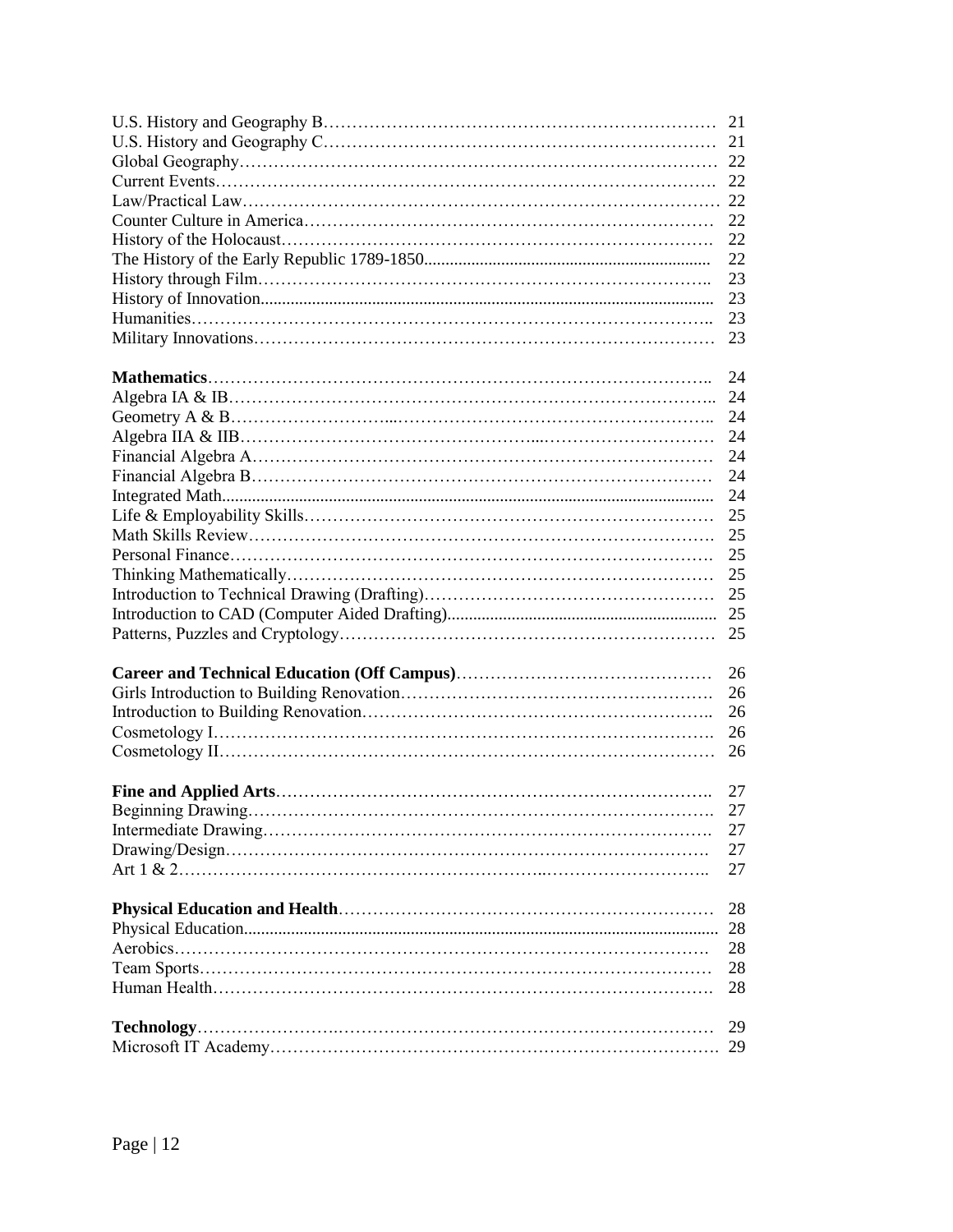U.S. History and Geography B …… 21
U.S. History and Geography C …… 21
Global Geography …… 22
Current Events …… 22
Law/Practical Law …… 22
Counter Culture in America …… 22
History of the Holocaust …… 22
The History of the Early Republic 1789-1850 …… 22
History through Film …… 23
History of Innovation …… 23
Humanities …… 23
Military Innovations …… 23

**Mathematics** …… 24
Algebra IA & IB …… 24
Geometry A & B …… 24
Algebra IIA & IIB …… 24
Financial Algebra A …… 24
Financial Algebra B …… 24
Integrated Math …… 24
Life & Employability Skills …… 25
Math Skills Review …… 25
Personal Finance …… 25
Thinking Mathematically …… 25
Introduction to Technical Drawing (Drafting) …… 25
Introduction to CAD (Computer Aided Drafting) …… 25
Patterns, Puzzles and Cryptology …… 25

**Career and Technical Education (Off Campus)** …… 26
Girls Introduction to Building Renovation …… 26
Introduction to Building Renovation …… 26
Cosmetology I …… 26
Cosmetology II …… 26

**Fine and Applied Arts** …… 27
Beginning Drawing …… 27
Intermediate Drawing …… 27
Drawing/Design …… 27
Art 1 & 2 …… 27

**Physical Education and Health** …… 28
Physical Education …… 28
Aerobics …… 28
Team Sports …… 28
Human Health …… 28

**Technology** …… 29
Microsoft IT Academy …… 29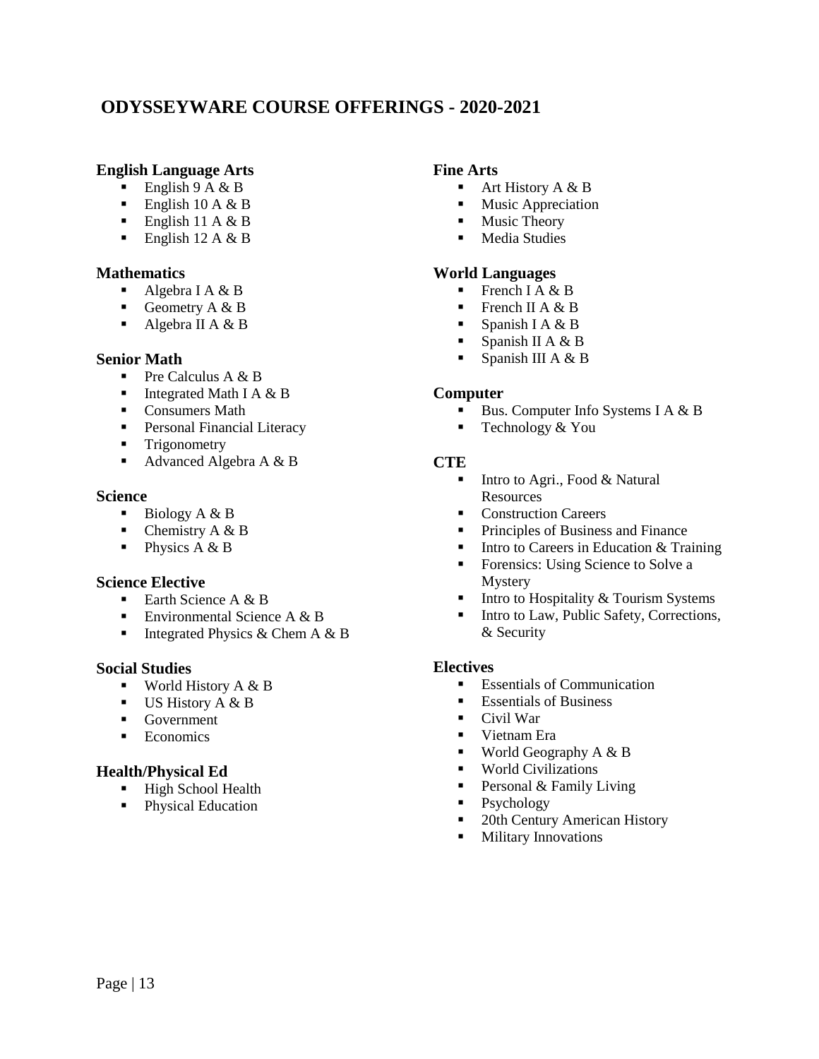# ODYSSEYWARE COURSE OFFERINGS - 2020-2021

### English Language Arts

- English 9 A & B
- English 10 A & B
- English 11 A & B
- English 12 A & B

### Mathematics

- Algebra I A & B
- Geometry A & B
- Algebra II A & B

### Senior Math

- Pre Calculus A & B
- Integrated Math I A & B
- Consumers Math
- Personal Financial Literacy
- Trigonometry
- Advanced Algebra A & B

### Science

- Biology A & B
- Chemistry A & B
- Physics A & B

### Science Elective

- Earth Science A & B
- Environmental Science A & B
- Integrated Physics & Chem A & B

### Social Studies

- World History A & B
- US History A & B
- Government
- Economics

### Health/Physical Ed

- High School Health
- Physical Education

### Fine Arts

- Art History A & B
- Music Appreciation
- Music Theory
- Media Studies

### World Languages

- French I A & B
- French II A & B
- Spanish I A & B
- Spanish II A & B
- Spanish III A & B

### Computer

- Bus. Computer Info Systems I A & B
- Technology & You

### CTE

- Intro to Agri., Food & Natural Resources
- Construction Careers
- Principles of Business and Finance
- Intro to Careers in Education & Training
- Forensics: Using Science to Solve a Mystery
- Intro to Hospitality & Tourism Systems
- Intro to Law, Public Safety, Corrections, & Security

### Electives

- Essentials of Communication
- Essentials of Business
- Civil War
- Vietnam Era
- World Geography A & B
- World Civilizations
- Personal & Family Living
- Psychology
- 20th Century American History
- Military Innovations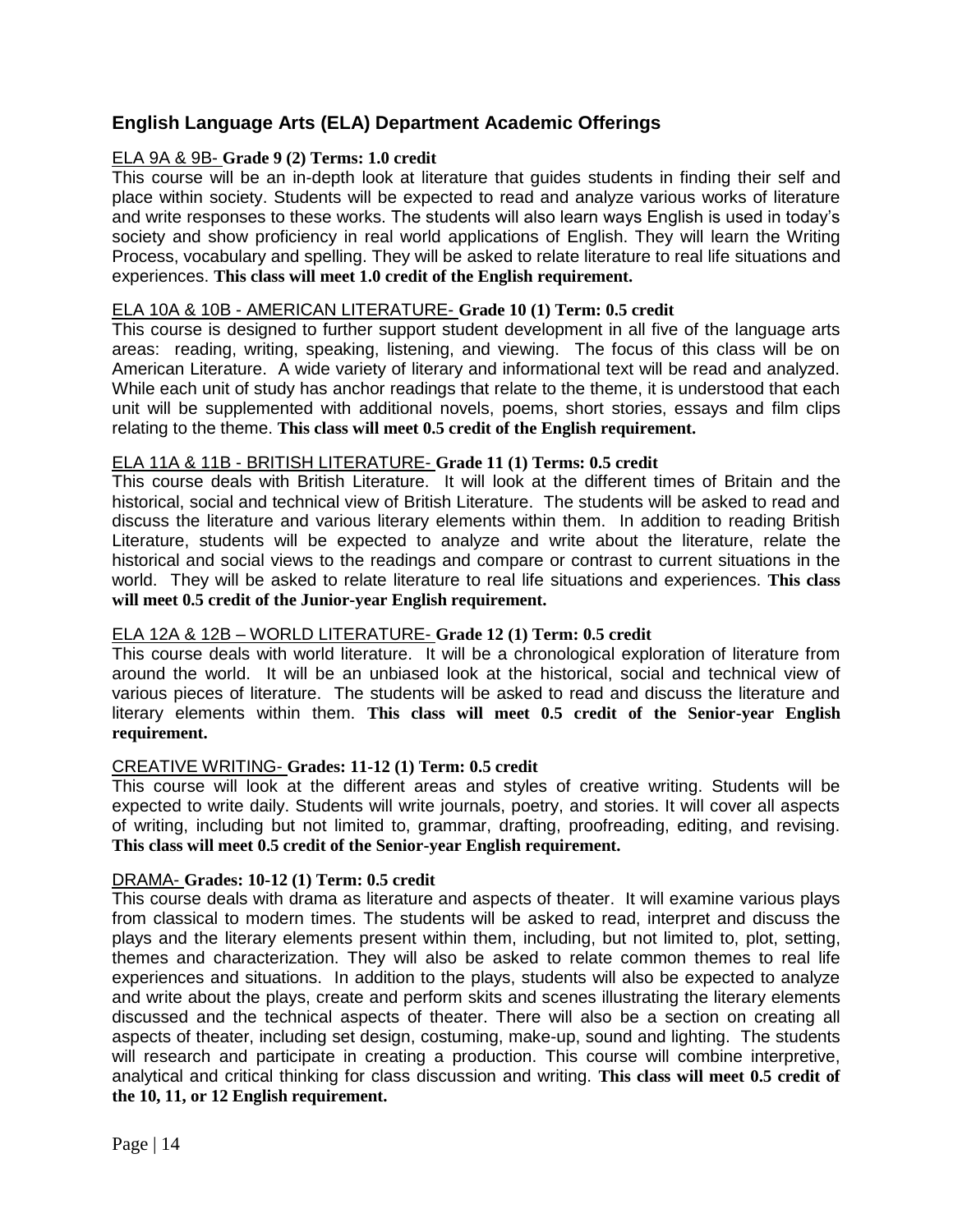## English Language Arts (ELA) Department Academic Offerings

ELA 9A & 9B- **Grade 9 (2) Terms: 1.0 credit**

This course will be an in-depth look at literature that guides students in finding their self and place within society. Students will be expected to read and analyze various works of literature and write responses to these works. The students will also learn ways English is used in today's society and show proficiency in real world applications of English. They will learn the Writing Process, vocabulary and spelling. They will be asked to relate literature to real life situations and experiences. **This class will meet 1.0 credit of the English requirement.**

ELA 10A & 10B - AMERICAN LITERATURE- **Grade 10 (1) Term: 0.5 credit**

This course is designed to further support student development in all five of the language arts areas: reading, writing, speaking, listening, and viewing. The focus of this class will be on American Literature. A wide variety of literary and informational text will be read and analyzed. While each unit of study has anchor readings that relate to the theme, it is understood that each unit will be supplemented with additional novels, poems, short stories, essays and film clips relating to the theme. **This class will meet 0.5 credit of the English requirement.**

ELA 11A & 11B - BRITISH LITERATURE- **Grade 11 (1) Terms: 0.5 credit**

This course deals with British Literature. It will look at the different times of Britain and the historical, social and technical view of British Literature. The students will be asked to read and discuss the literature and various literary elements within them. In addition to reading British Literature, students will be expected to analyze and write about the literature, relate the historical and social views to the readings and compare or contrast to current situations in the world. They will be asked to relate literature to real life situations and experiences. **This class will meet 0.5 credit of the Junior-year English requirement.**

ELA 12A & 12B – WORLD LITERATURE- **Grade 12 (1) Term: 0.5 credit**

This course deals with world literature. It will be a chronological exploration of literature from around the world. It will be an unbiased look at the historical, social and technical view of various pieces of literature. The students will be asked to read and discuss the literature and literary elements within them. **This class will meet 0.5 credit of the Senior-year English requirement.**

CREATIVE WRITING- **Grades: 11-12 (1) Term: 0.5 credit**

This course will look at the different areas and styles of creative writing. Students will be expected to write daily. Students will write journals, poetry, and stories. It will cover all aspects of writing, including but not limited to, grammar, drafting, proofreading, editing, and revising. **This class will meet 0.5 credit of the Senior-year English requirement.**

DRAMA- **Grades: 10-12 (1) Term: 0.5 credit**

This course deals with drama as literature and aspects of theater. It will examine various plays from classical to modern times. The students will be asked to read, interpret and discuss the plays and the literary elements present within them, including, but not limited to, plot, setting, themes and characterization. They will also be asked to relate common themes to real life experiences and situations. In addition to the plays, students will also be expected to analyze and write about the plays, create and perform skits and scenes illustrating the literary elements discussed and the technical aspects of theater. There will also be a section on creating all aspects of theater, including set design, costuming, make-up, sound and lighting. The students will research and participate in creating a production. This course will combine interpretive, analytical and critical thinking for class discussion and writing. **This class will meet 0.5 credit of the 10, 11, or 12 English requirement.**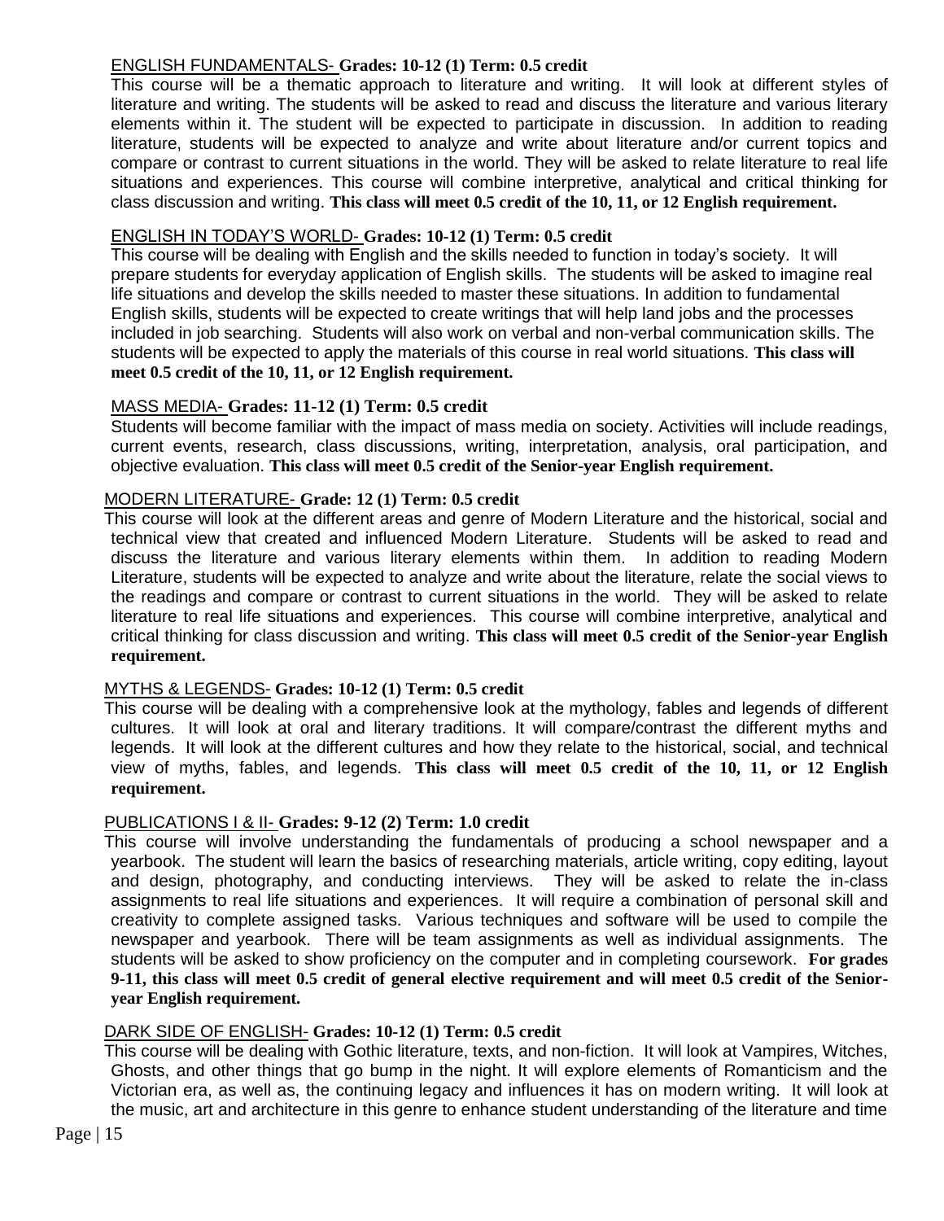ENGLISH FUNDAMENTALS- **Grades: 10-12 (1) Term: 0.5 credit**

This course will be a thematic approach to literature and writing. It will look at different styles of literature and writing. The students will be asked to read and discuss the literature and various literary elements within it. The student will be expected to participate in discussion. In addition to reading literature, students will be expected to analyze and write about literature and/or current topics and compare or contrast to current situations in the world. They will be asked to relate literature to real life situations and experiences. This course will combine interpretive, analytical and critical thinking for class discussion and writing. **This class will meet 0.5 credit of the 10, 11, or 12 English requirement.**

ENGLISH IN TODAY'S WORLD- **Grades: 10-12 (1) Term: 0.5 credit**

This course will be dealing with English and the skills needed to function in today's society. It will prepare students for everyday application of English skills. The students will be asked to imagine real life situations and develop the skills needed to master these situations. In addition to fundamental English skills, students will be expected to create writings that will help land jobs and the processes included in job searching. Students will also work on verbal and non-verbal communication skills. The students will be expected to apply the materials of this course in real world situations. **This class will meet 0.5 credit of the 10, 11, or 12 English requirement.**

MASS MEDIA- **Grades: 11-12 (1) Term: 0.5 credit**

Students will become familiar with the impact of mass media on society. Activities will include readings, current events, research, class discussions, writing, interpretation, analysis, oral participation, and objective evaluation. **This class will meet 0.5 credit of the Senior-year English requirement.**

MODERN LITERATURE- **Grade: 12 (1) Term: 0.5 credit**

This course will look at the different areas and genre of Modern Literature and the historical, social and technical view that created and influenced Modern Literature. Students will be asked to read and discuss the literature and various literary elements within them. In addition to reading Modern Literature, students will be expected to analyze and write about the literature, relate the social views to the readings and compare or contrast to current situations in the world. They will be asked to relate literature to real life situations and experiences. This course will combine interpretive, analytical and critical thinking for class discussion and writing. **This class will meet 0.5 credit of the Senior-year English requirement.**

MYTHS & LEGENDS- **Grades: 10-12 (1) Term: 0.5 credit**

This course will be dealing with a comprehensive look at the mythology, fables and legends of different cultures. It will look at oral and literary traditions. It will compare/contrast the different myths and legends. It will look at the different cultures and how they relate to the historical, social, and technical view of myths, fables, and legends. **This class will meet 0.5 credit of the 10, 11, or 12 English requirement.**

PUBLICATIONS I & II- **Grades: 9-12 (2) Term: 1.0 credit**

This course will involve understanding the fundamentals of producing a school newspaper and a yearbook. The student will learn the basics of researching materials, article writing, copy editing, layout and design, photography, and conducting interviews. They will be asked to relate the in-class assignments to real life situations and experiences. It will require a combination of personal skill and creativity to complete assigned tasks. Various techniques and software will be used to compile the newspaper and yearbook. There will be team assignments as well as individual assignments. The students will be asked to show proficiency on the computer and in completing coursework. **For grades 9-11, this class will meet 0.5 credit of general elective requirement and will meet 0.5 credit of the Senior-year English requirement.**

DARK SIDE OF ENGLISH- **Grades: 10-12 (1) Term: 0.5 credit**

This course will be dealing with Gothic literature, texts, and non-fiction. It will look at Vampires, Witches, Ghosts, and other things that go bump in the night. It will explore elements of Romanticism and the Victorian era, as well as, the continuing legacy and influences it has on modern writing. It will look at the music, art and architecture in this genre to enhance student understanding of the literature and time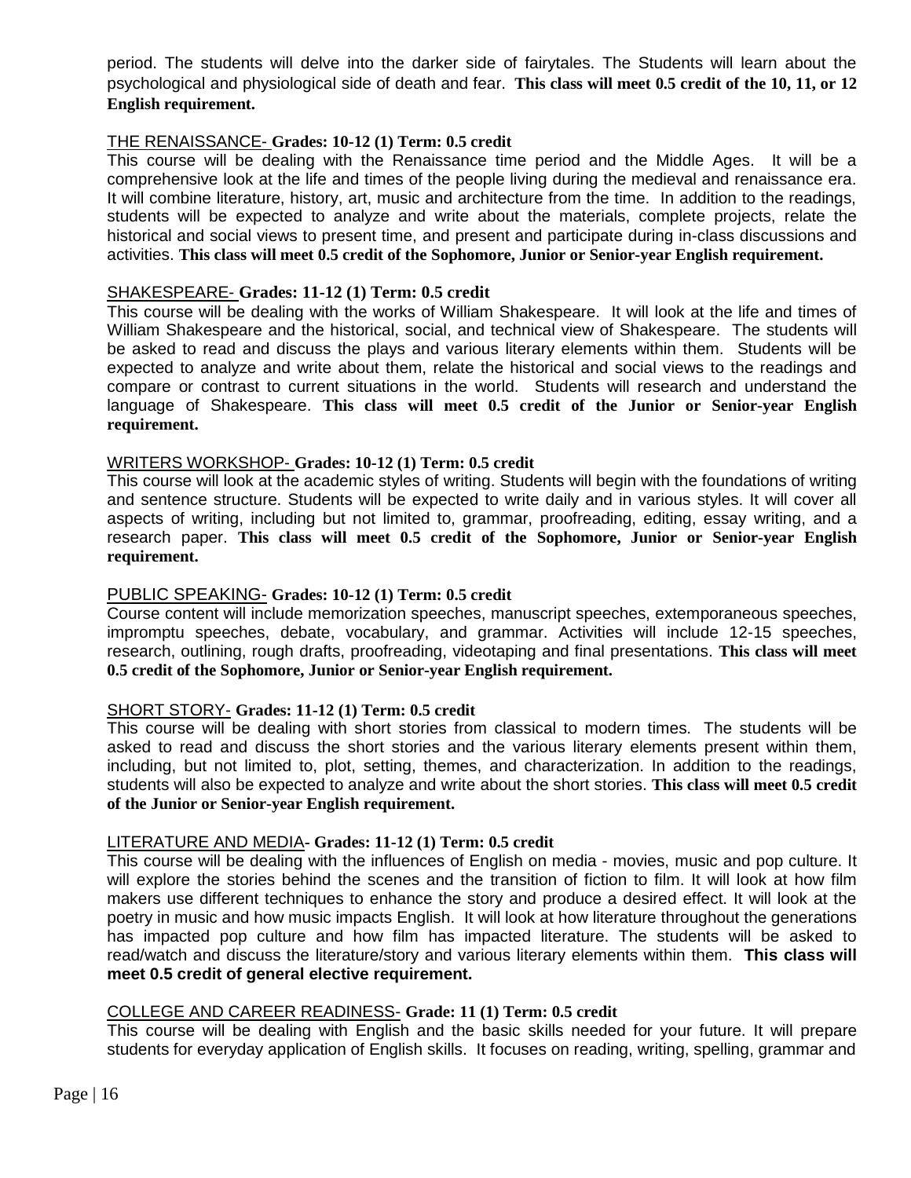period. The students will delve into the darker side of fairytales. The Students will learn about the psychological and physiological side of death and fear. **This class will meet 0.5 credit of the 10, 11, or 12 English requirement.**

### THE RENAISSANCE- **Grades: 10-12 (1) Term: 0.5 credit**

This course will be dealing with the Renaissance time period and the Middle Ages. It will be a comprehensive look at the life and times of the people living during the medieval and renaissance era. It will combine literature, history, art, music and architecture from the time. In addition to the readings, students will be expected to analyze and write about the materials, complete projects, relate the historical and social views to present time, and present and participate during in-class discussions and activities. **This class will meet 0.5 credit of the Sophomore, Junior or Senior-year English requirement.**

### SHAKESPEARE- **Grades: 11-12 (1) Term: 0.5 credit**

This course will be dealing with the works of William Shakespeare. It will look at the life and times of William Shakespeare and the historical, social, and technical view of Shakespeare. The students will be asked to read and discuss the plays and various literary elements within them. Students will be expected to analyze and write about them, relate the historical and social views to the readings and compare or contrast to current situations in the world. Students will research and understand the language of Shakespeare. **This class will meet 0.5 credit of the Junior or Senior-year English requirement.**

### WRITERS WORKSHOP- **Grades: 10-12 (1) Term: 0.5 credit**

This course will look at the academic styles of writing. Students will begin with the foundations of writing and sentence structure. Students will be expected to write daily and in various styles. It will cover all aspects of writing, including but not limited to, grammar, proofreading, editing, essay writing, and a research paper. **This class will meet 0.5 credit of the Sophomore, Junior or Senior-year English requirement.**

### PUBLIC SPEAKING- **Grades: 10-12 (1) Term: 0.5 credit**

Course content will include memorization speeches, manuscript speeches, extemporaneous speeches, impromptu speeches, debate, vocabulary, and grammar. Activities will include 12-15 speeches, research, outlining, rough drafts, proofreading, videotaping and final presentations. **This class will meet 0.5 credit of the Sophomore, Junior or Senior-year English requirement.**

### SHORT STORY- **Grades: 11-12 (1) Term: 0.5 credit**

This course will be dealing with short stories from classical to modern times. The students will be asked to read and discuss the short stories and the various literary elements present within them, including, but not limited to, plot, setting, themes, and characterization. In addition to the readings, students will also be expected to analyze and write about the short stories. **This class will meet 0.5 credit of the Junior or Senior-year English requirement.**

### LITERATURE AND MEDIA- **Grades: 11-12 (1) Term: 0.5 credit**

This course will be dealing with the influences of English on media - movies, music and pop culture. It will explore the stories behind the scenes and the transition of fiction to film. It will look at how film makers use different techniques to enhance the story and produce a desired effect. It will look at the poetry in music and how music impacts English. It will look at how literature throughout the generations has impacted pop culture and how film has impacted literature. The students will be asked to read/watch and discuss the literature/story and various literary elements within them. **This class will meet 0.5 credit of general elective requirement.**

### COLLEGE AND CAREER READINESS- **Grade: 11 (1) Term: 0.5 credit**

This course will be dealing with English and the basic skills needed for your future. It will prepare students for everyday application of English skills. It focuses on reading, writing, spelling, grammar and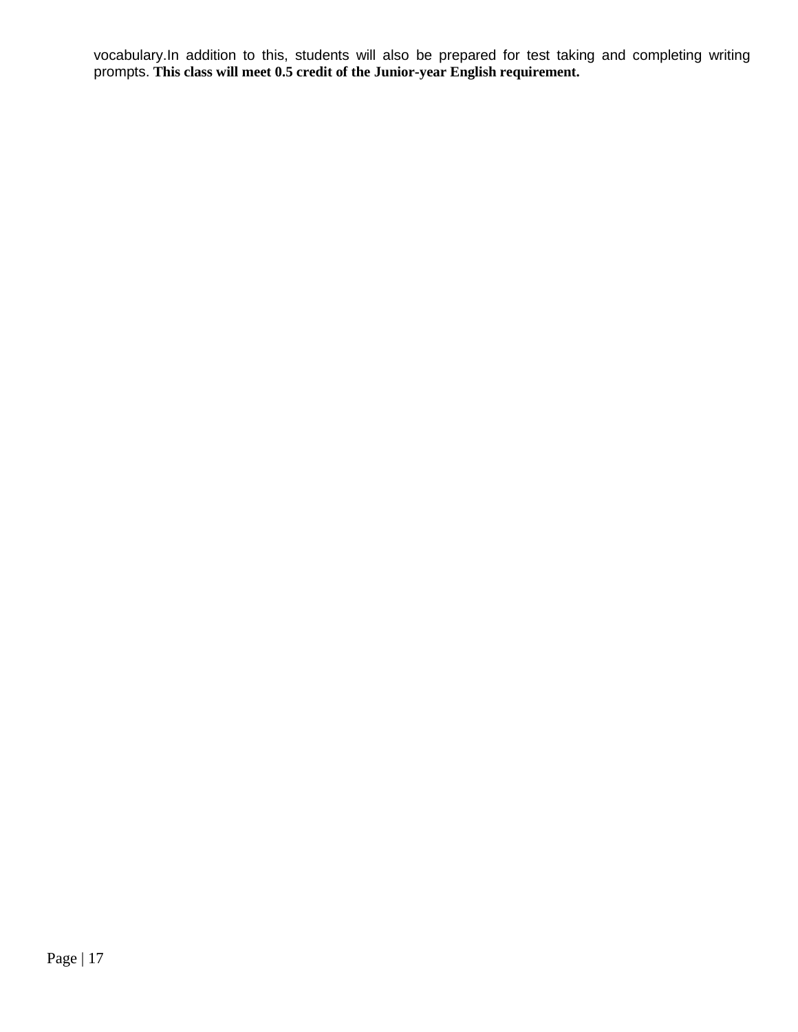vocabulary.In addition to this, students will also be prepared for test taking and completing writing prompts. **This class will meet 0.5 credit of the Junior-year English requirement.**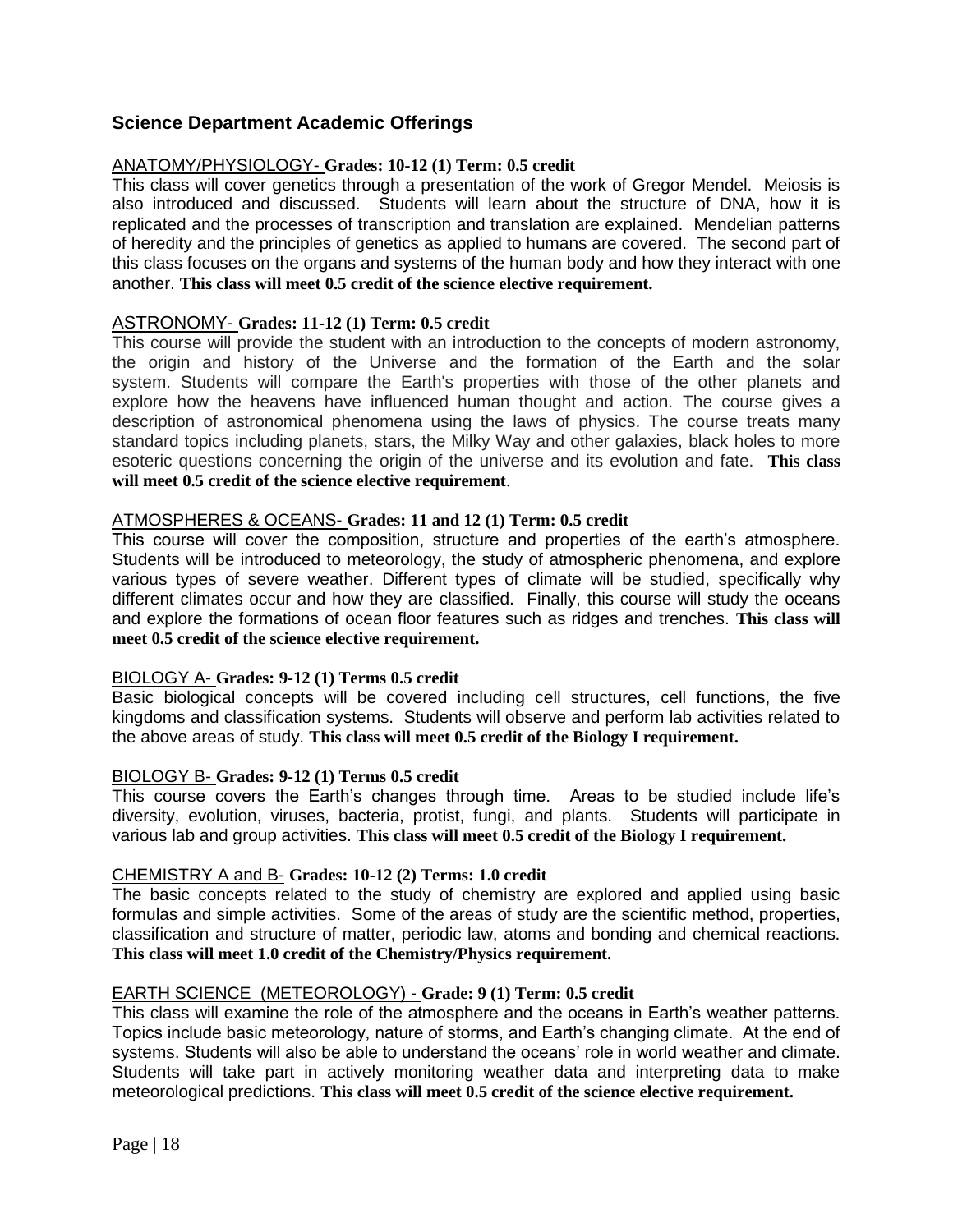## Science Department Academic Offerings

ANATOMY/PHYSIOLOGY- **Grades: 10-12 (1) Term: 0.5 credit**
This class will cover genetics through a presentation of the work of Gregor Mendel. Meiosis is also introduced and discussed. Students will learn about the structure of DNA, how it is replicated and the processes of transcription and translation are explained. Mendelian patterns of heredity and the principles of genetics as applied to humans are covered. The second part of this class focuses on the organs and systems of the human body and how they interact with one another. **This class will meet 0.5 credit of the science elective requirement.**

ASTRONOMY- **Grades: 11-12 (1) Term: 0.5 credit**
This course will provide the student with an introduction to the concepts of modern astronomy, the origin and history of the Universe and the formation of the Earth and the solar system. Students will compare the Earth's properties with those of the other planets and explore how the heavens have influenced human thought and action. The course gives a description of astronomical phenomena using the laws of physics. The course treats many standard topics including planets, stars, the Milky Way and other galaxies, black holes to more esoteric questions concerning the origin of the universe and its evolution and fate. **This class will meet 0.5 credit of the science elective requirement**.

ATMOSPHERES & OCEANS- **Grades: 11 and 12 (1) Term: 0.5 credit**
This course will cover the composition, structure and properties of the earth's atmosphere. Students will be introduced to meteorology, the study of atmospheric phenomena, and explore various types of severe weather. Different types of climate will be studied, specifically why different climates occur and how they are classified. Finally, this course will study the oceans and explore the formations of ocean floor features such as ridges and trenches. **This class will meet 0.5 credit of the science elective requirement.**

BIOLOGY A- **Grades: 9-12 (1) Terms 0.5 credit**
Basic biological concepts will be covered including cell structures, cell functions, the five kingdoms and classification systems. Students will observe and perform lab activities related to the above areas of study. **This class will meet 0.5 credit of the Biology I requirement.**

BIOLOGY B- **Grades: 9-12 (1) Terms 0.5 credit**
This course covers the Earth's changes through time. Areas to be studied include life's diversity, evolution, viruses, bacteria, protist, fungi, and plants. Students will participate in various lab and group activities. **This class will meet 0.5 credit of the Biology I requirement.**

CHEMISTRY A and B- **Grades: 10-12 (2) Terms: 1.0 credit**
The basic concepts related to the study of chemistry are explored and applied using basic formulas and simple activities. Some of the areas of study are the scientific method, properties, classification and structure of matter, periodic law, atoms and bonding and chemical reactions. **This class will meet 1.0 credit of the Chemistry/Physics requirement.**

EARTH SCIENCE (METEOROLOGY) - **Grade: 9 (1) Term: 0.5 credit**
This class will examine the role of the atmosphere and the oceans in Earth's weather patterns. Topics include basic meteorology, nature of storms, and Earth's changing climate. At the end of systems. Students will also be able to understand the oceans' role in world weather and climate. Students will take part in actively monitoring weather data and interpreting data to make meteorological predictions. **This class will meet 0.5 credit of the science elective requirement.**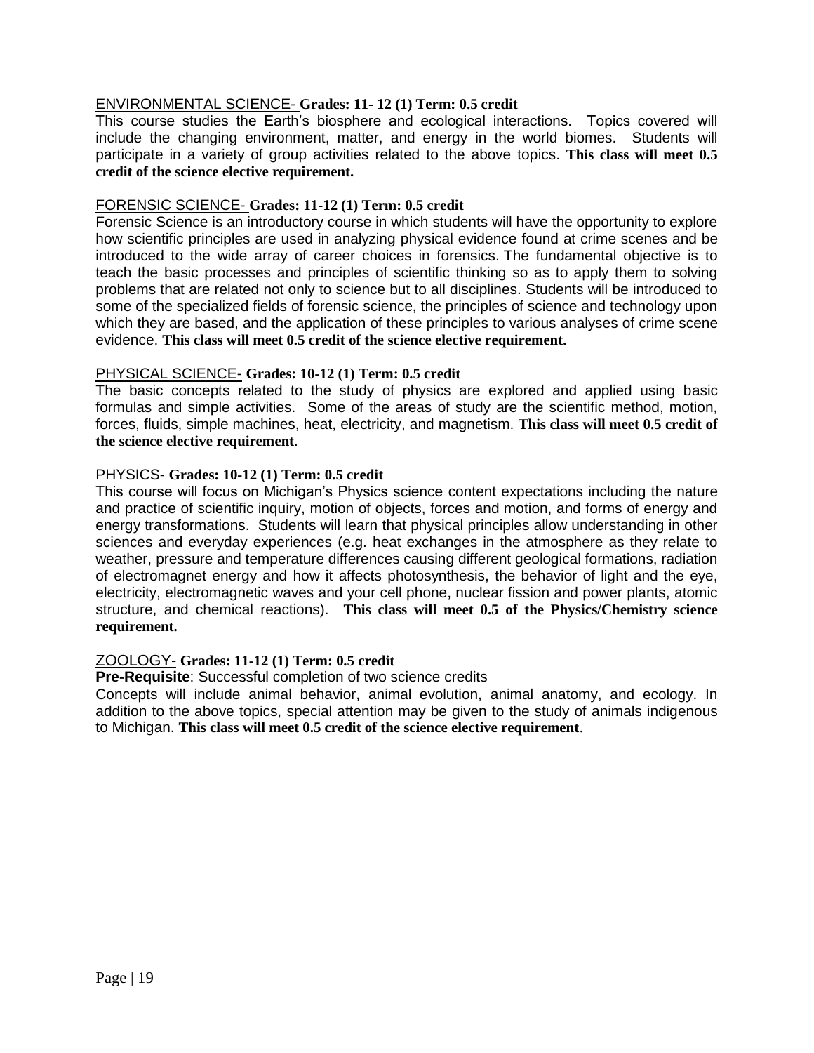ENVIRONMENTAL SCIENCE- **Grades: 11- 12 (1) Term: 0.5 credit**

This course studies the Earth's biosphere and ecological interactions. Topics covered will include the changing environment, matter, and energy in the world biomes. Students will participate in a variety of group activities related to the above topics. **This class will meet 0.5 credit of the science elective requirement.**

FORENSIC SCIENCE- **Grades: 11-12 (1) Term: 0.5 credit**

Forensic Science is an introductory course in which students will have the opportunity to explore how scientific principles are used in analyzing physical evidence found at crime scenes and be introduced to the wide array of career choices in forensics. The fundamental objective is to teach the basic processes and principles of scientific thinking so as to apply them to solving problems that are related not only to science but to all disciplines. Students will be introduced to some of the specialized fields of forensic science, the principles of science and technology upon which they are based, and the application of these principles to various analyses of crime scene evidence. **This class will meet 0.5 credit of the science elective requirement.**

PHYSICAL SCIENCE- **Grades: 10-12 (1) Term: 0.5 credit**

The basic concepts related to the study of physics are explored and applied using basic formulas and simple activities. Some of the areas of study are the scientific method, motion, forces, fluids, simple machines, heat, electricity, and magnetism. **This class will meet 0.5 credit of the science elective requirement**.

PHYSICS- **Grades: 10-12 (1) Term: 0.5 credit**

This course will focus on Michigan's Physics science content expectations including the nature and practice of scientific inquiry, motion of objects, forces and motion, and forms of energy and energy transformations. Students will learn that physical principles allow understanding in other sciences and everyday experiences (e.g. heat exchanges in the atmosphere as they relate to weather, pressure and temperature differences causing different geological formations, radiation of electromagnet energy and how it affects photosynthesis, the behavior of light and the eye, electricity, electromagnetic waves and your cell phone, nuclear fission and power plants, atomic structure, and chemical reactions). **This class will meet 0.5 of the Physics/Chemistry science requirement.**

ZOOLOGY- **Grades: 11-12 (1) Term: 0.5 credit**

**Pre-Requisite**: Successful completion of two science credits

Concepts will include animal behavior, animal evolution, animal anatomy, and ecology. In addition to the above topics, special attention may be given to the study of animals indigenous to Michigan. **This class will meet 0.5 credit of the science elective requirement**.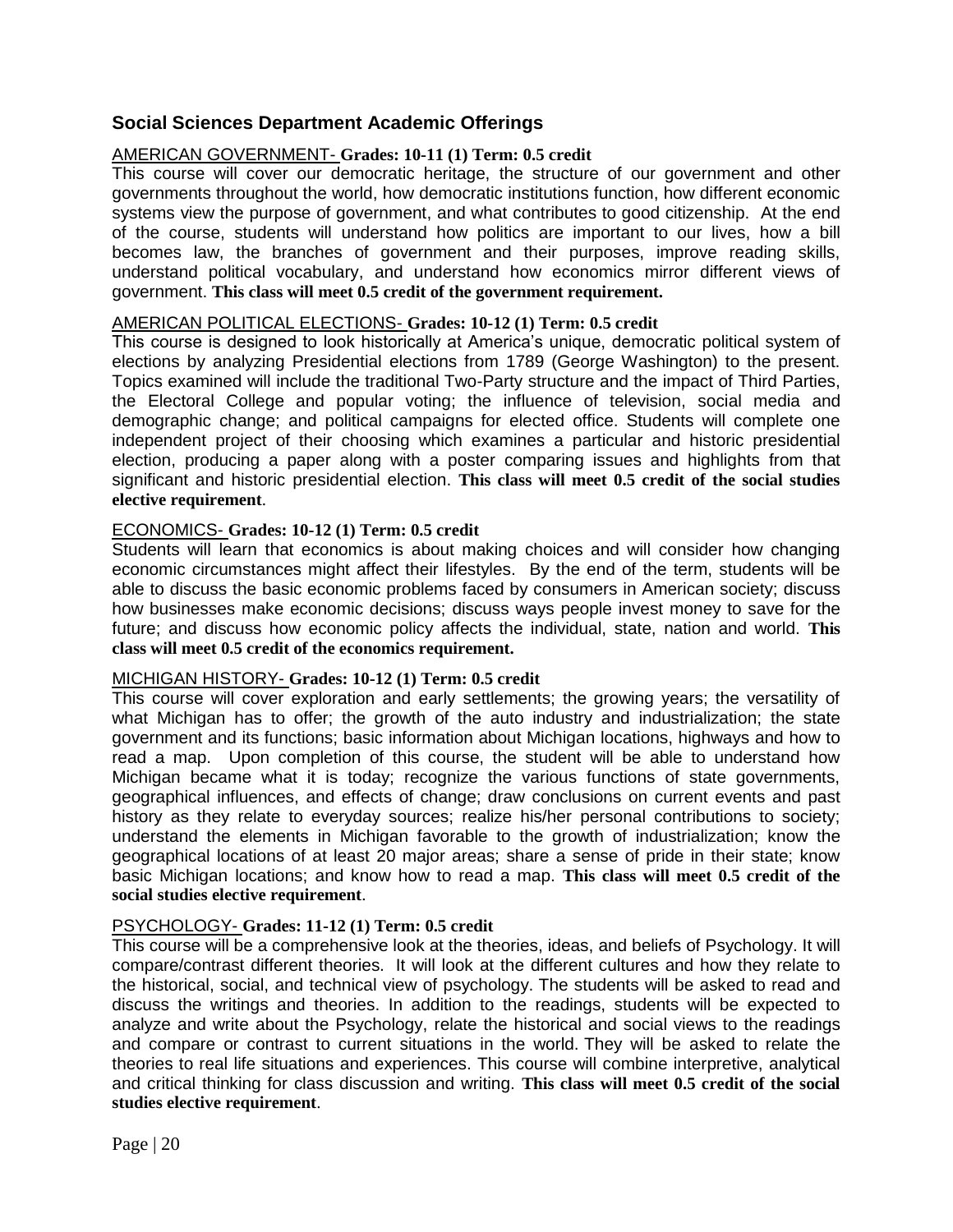## Social Sciences Department Academic Offerings

AMERICAN GOVERNMENT- **Grades: 10-11 (1) Term: 0.5 credit**

This course will cover our democratic heritage, the structure of our government and other governments throughout the world, how democratic institutions function, how different economic systems view the purpose of government, and what contributes to good citizenship. At the end of the course, students will understand how politics are important to our lives, how a bill becomes law, the branches of government and their purposes, improve reading skills, understand political vocabulary, and understand how economics mirror different views of government. **This class will meet 0.5 credit of the government requirement.**

AMERICAN POLITICAL ELECTIONS- **Grades: 10-12 (1) Term: 0.5 credit**

This course is designed to look historically at America's unique, democratic political system of elections by analyzing Presidential elections from 1789 (George Washington) to the present. Topics examined will include the traditional Two-Party structure and the impact of Third Parties, the Electoral College and popular voting; the influence of television, social media and demographic change; and political campaigns for elected office. Students will complete one independent project of their choosing which examines a particular and historic presidential election, producing a paper along with a poster comparing issues and highlights from that significant and historic presidential election. **This class will meet 0.5 credit of the social studies elective requirement**.

ECONOMICS- **Grades: 10-12 (1) Term: 0.5 credit**

Students will learn that economics is about making choices and will consider how changing economic circumstances might affect their lifestyles. By the end of the term, students will be able to discuss the basic economic problems faced by consumers in American society; discuss how businesses make economic decisions; discuss ways people invest money to save for the future; and discuss how economic policy affects the individual, state, nation and world. **This class will meet 0.5 credit of the economics requirement.**

MICHIGAN HISTORY- **Grades: 10-12 (1) Term: 0.5 credit**

This course will cover exploration and early settlements; the growing years; the versatility of what Michigan has to offer; the growth of the auto industry and industrialization; the state government and its functions; basic information about Michigan locations, highways and how to read a map. Upon completion of this course, the student will be able to understand how Michigan became what it is today; recognize the various functions of state governments, geographical influences, and effects of change; draw conclusions on current events and past history as they relate to everyday sources; realize his/her personal contributions to society; understand the elements in Michigan favorable to the growth of industrialization; know the geographical locations of at least 20 major areas; share a sense of pride in their state; know basic Michigan locations; and know how to read a map. **This class will meet 0.5 credit of the social studies elective requirement**.

PSYCHOLOGY- **Grades: 11-12 (1) Term: 0.5 credit**

This course will be a comprehensive look at the theories, ideas, and beliefs of Psychology. It will compare/contrast different theories. It will look at the different cultures and how they relate to the historical, social, and technical view of psychology. The students will be asked to read and discuss the writings and theories. In addition to the readings, students will be expected to analyze and write about the Psychology, relate the historical and social views to the readings and compare or contrast to current situations in the world. They will be asked to relate the theories to real life situations and experiences. This course will combine interpretive, analytical and critical thinking for class discussion and writing. **This class will meet 0.5 credit of the social studies elective requirement**.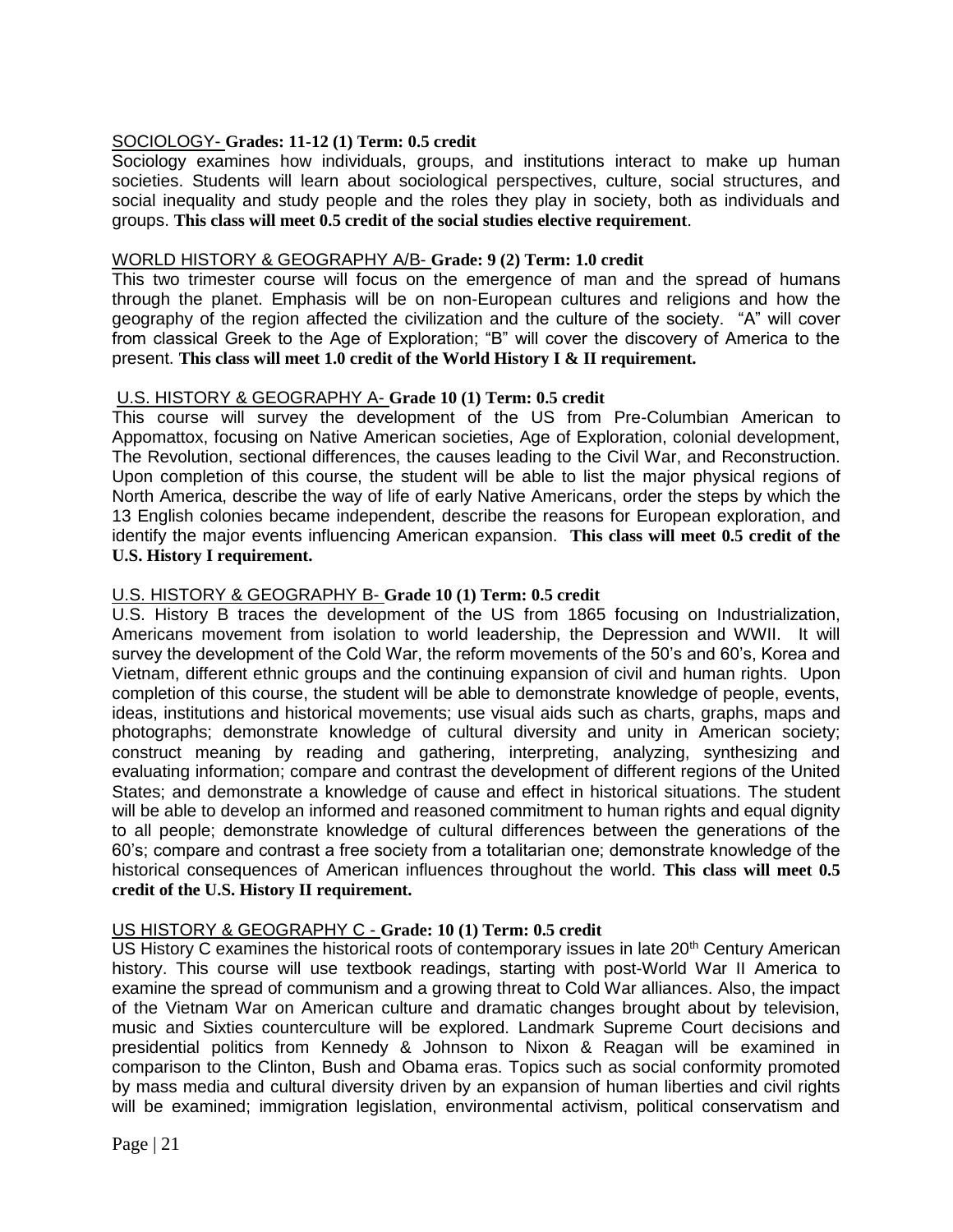SOCIOLOGY- **Grades: 11-12 (1) Term: 0.5 credit**

Sociology examines how individuals, groups, and institutions interact to make up human societies. Students will learn about sociological perspectives, culture, social structures, and social inequality and study people and the roles they play in society, both as individuals and groups. **This class will meet 0.5 credit of the social studies elective requirement**.

WORLD HISTORY & GEOGRAPHY A/B- **Grade: 9 (2) Term: 1.0 credit**

This two trimester course will focus on the emergence of man and the spread of humans through the planet. Emphasis will be on non-European cultures and religions and how the geography of the region affected the civilization and the culture of the society. "A" will cover from classical Greek to the Age of Exploration; "B" will cover the discovery of America to the present. **This class will meet 1.0 credit of the World History I & II requirement.**

U.S. HISTORY & GEOGRAPHY A- **Grade 10 (1) Term: 0.5 credit**

This course will survey the development of the US from Pre-Columbian American to Appomattox, focusing on Native American societies, Age of Exploration, colonial development, The Revolution, sectional differences, the causes leading to the Civil War, and Reconstruction. Upon completion of this course, the student will be able to list the major physical regions of North America, describe the way of life of early Native Americans, order the steps by which the 13 English colonies became independent, describe the reasons for European exploration, and identify the major events influencing American expansion. **This class will meet 0.5 credit of the U.S. History I requirement.**

U.S. HISTORY & GEOGRAPHY B- **Grade 10 (1) Term: 0.5 credit**

U.S. History B traces the development of the US from 1865 focusing on Industrialization, Americans movement from isolation to world leadership, the Depression and WWII. It will survey the development of the Cold War, the reform movements of the 50's and 60's, Korea and Vietnam, different ethnic groups and the continuing expansion of civil and human rights. Upon completion of this course, the student will be able to demonstrate knowledge of people, events, ideas, institutions and historical movements; use visual aids such as charts, graphs, maps and photographs; demonstrate knowledge of cultural diversity and unity in American society; construct meaning by reading and gathering, interpreting, analyzing, synthesizing and evaluating information; compare and contrast the development of different regions of the United States; and demonstrate a knowledge of cause and effect in historical situations. The student will be able to develop an informed and reasoned commitment to human rights and equal dignity to all people; demonstrate knowledge of cultural differences between the generations of the 60's; compare and contrast a free society from a totalitarian one; demonstrate knowledge of the historical consequences of American influences throughout the world. **This class will meet 0.5 credit of the U.S. History II requirement.**

US HISTORY & GEOGRAPHY C - **Grade: 10 (1) Term: 0.5 credit**

US History C examines the historical roots of contemporary issues in late 20th Century American history. This course will use textbook readings, starting with post-World War II America to examine the spread of communism and a growing threat to Cold War alliances. Also, the impact of the Vietnam War on American culture and dramatic changes brought about by television, music and Sixties counterculture will be explored. Landmark Supreme Court decisions and presidential politics from Kennedy & Johnson to Nixon & Reagan will be examined in comparison to the Clinton, Bush and Obama eras. Topics such as social conformity promoted by mass media and cultural diversity driven by an expansion of human liberties and civil rights will be examined; immigration legislation, environmental activism, political conservatism and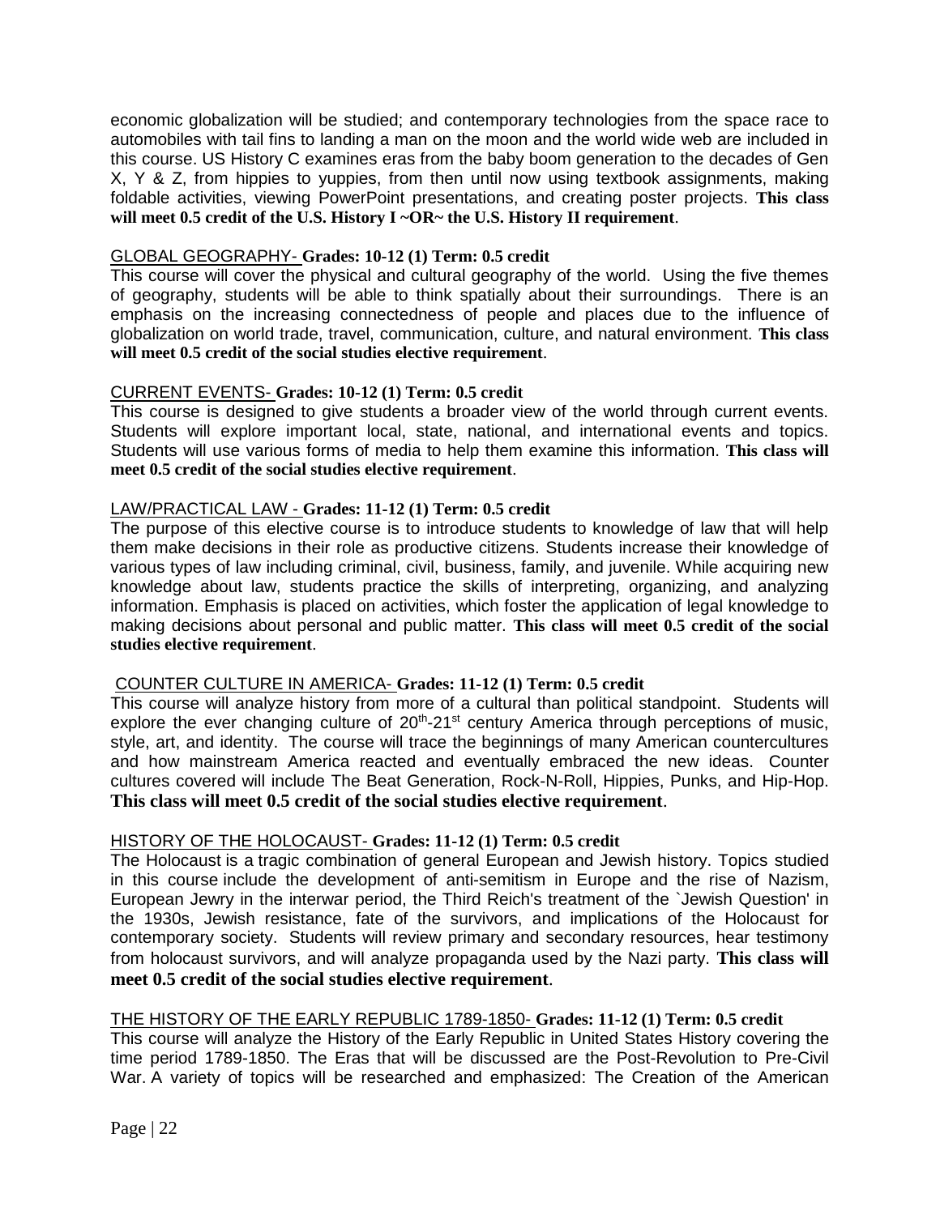economic globalization will be studied; and contemporary technologies from the space race to automobiles with tail fins to landing a man on the moon and the world wide web are included in this course. US History C examines eras from the baby boom generation to the decades of Gen X, Y & Z, from hippies to yuppies, from then until now using textbook assignments, making foldable activities, viewing PowerPoint presentations, and creating poster projects. **This class will meet 0.5 credit of the U.S. History I ~OR~ the U.S. History II requirement**.

GLOBAL GEOGRAPHY- **Grades: 10-12 (1) Term: 0.5 credit**
This course will cover the physical and cultural geography of the world. Using the five themes of geography, students will be able to think spatially about their surroundings. There is an emphasis on the increasing connectedness of people and places due to the influence of globalization on world trade, travel, communication, culture, and natural environment. **This class will meet 0.5 credit of the social studies elective requirement**.

CURRENT EVENTS- **Grades: 10-12 (1) Term: 0.5 credit**
This course is designed to give students a broader view of the world through current events. Students will explore important local, state, national, and international events and topics. Students will use various forms of media to help them examine this information. **This class will meet 0.5 credit of the social studies elective requirement**.

LAW/PRACTICAL LAW - **Grades: 11-12 (1) Term: 0.5 credit**
The purpose of this elective course is to introduce students to knowledge of law that will help them make decisions in their role as productive citizens. Students increase their knowledge of various types of law including criminal, civil, business, family, and juvenile. While acquiring new knowledge about law, students practice the skills of interpreting, organizing, and analyzing information. Emphasis is placed on activities, which foster the application of legal knowledge to making decisions about personal and public matter. **This class will meet 0.5 credit of the social studies elective requirement**.

COUNTER CULTURE IN AMERICA- **Grades: 11-12 (1) Term: 0.5 credit**
This course will analyze history from more of a cultural than political standpoint. Students will explore the ever changing culture of 20th-21st century America through perceptions of music, style, art, and identity. The course will trace the beginnings of many American countercultures and how mainstream America reacted and eventually embraced the new ideas. Counter cultures covered will include The Beat Generation, Rock-N-Roll, Hippies, Punks, and Hip-Hop. **This class will meet 0.5 credit of the social studies elective requirement**.

HISTORY OF THE HOLOCAUST- **Grades: 11-12 (1) Term: 0.5 credit**
The Holocaust is a tragic combination of general European and Jewish history. Topics studied in this course include the development of anti-semitism in Europe and the rise of Nazism, European Jewry in the interwar period, the Third Reich's treatment of the `Jewish Question' in the 1930s, Jewish resistance, fate of the survivors, and implications of the Holocaust for contemporary society. Students will review primary and secondary resources, hear testimony from holocaust survivors, and will analyze propaganda used by the Nazi party. **This class will meet 0.5 credit of the social studies elective requirement**.

THE HISTORY OF THE EARLY REPUBLIC 1789-1850- **Grades: 11-12 (1) Term: 0.5 credit**
This course will analyze the History of the Early Republic in United States History covering the time period 1789-1850. The Eras that will be discussed are the Post-Revolution to Pre-Civil War. A variety of topics will be researched and emphasized: The Creation of the American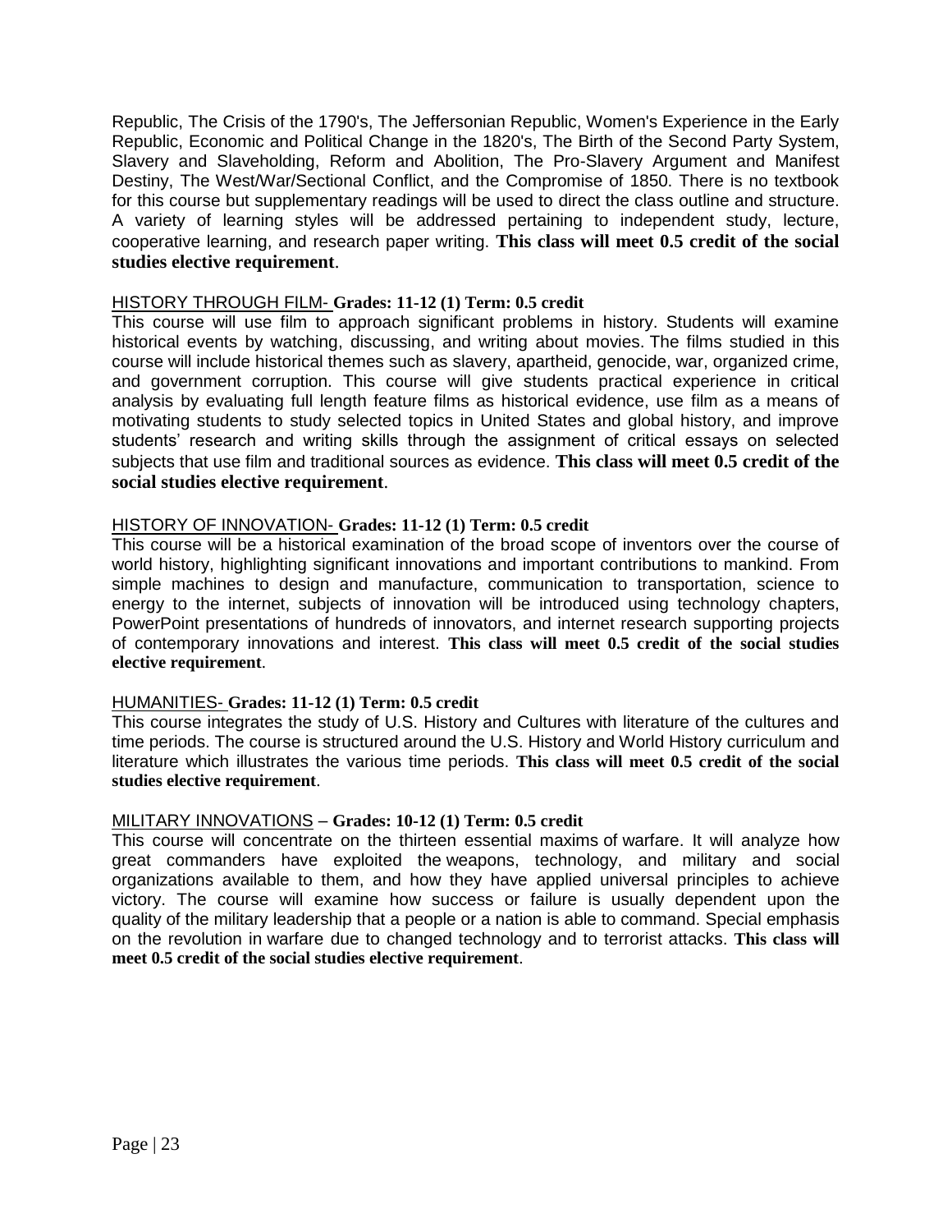Republic, The Crisis of the 1790's, The Jeffersonian Republic, Women's Experience in the Early Republic, Economic and Political Change in the 1820's, The Birth of the Second Party System, Slavery and Slaveholding, Reform and Abolition, The Pro-Slavery Argument and Manifest Destiny, The West/War/Sectional Conflict, and the Compromise of 1850. There is no textbook for this course but supplementary readings will be used to direct the class outline and structure. A variety of learning styles will be addressed pertaining to independent study, lecture, cooperative learning, and research paper writing. **This class will meet 0.5 credit of the social studies elective requirement**.

HISTORY THROUGH FILM- **Grades: 11-12 (1) Term: 0.5 credit**

This course will use film to approach significant problems in history. Students will examine historical events by watching, discussing, and writing about movies. The films studied in this course will include historical themes such as slavery, apartheid, genocide, war, organized crime, and government corruption. This course will give students practical experience in critical analysis by evaluating full length feature films as historical evidence, use film as a means of motivating students to study selected topics in United States and global history, and improve students' research and writing skills through the assignment of critical essays on selected subjects that use film and traditional sources as evidence. **This class will meet 0.5 credit of the social studies elective requirement**.

HISTORY OF INNOVATION- **Grades: 11-12 (1) Term: 0.5 credit**

This course will be a historical examination of the broad scope of inventors over the course of world history, highlighting significant innovations and important contributions to mankind. From simple machines to design and manufacture, communication to transportation, science to energy to the internet, subjects of innovation will be introduced using technology chapters, PowerPoint presentations of hundreds of innovators, and internet research supporting projects of contemporary innovations and interest. **This class will meet 0.5 credit of the social studies elective requirement**.

HUMANITIES- **Grades: 11-12 (1) Term: 0.5 credit**

This course integrates the study of U.S. History and Cultures with literature of the cultures and time periods. The course is structured around the U.S. History and World History curriculum and literature which illustrates the various time periods. **This class will meet 0.5 credit of the social studies elective requirement**.

MILITARY INNOVATIONS – **Grades: 10-12 (1) Term: 0.5 credit**

This course will concentrate on the thirteen essential maxims of warfare. It will analyze how great commanders have exploited the weapons, technology, and military and social organizations available to them, and how they have applied universal principles to achieve victory. The course will examine how success or failure is usually dependent upon the quality of the military leadership that a people or a nation is able to command. Special emphasis on the revolution in warfare due to changed technology and to terrorist attacks. **This class will meet 0.5 credit of the social studies elective requirement**.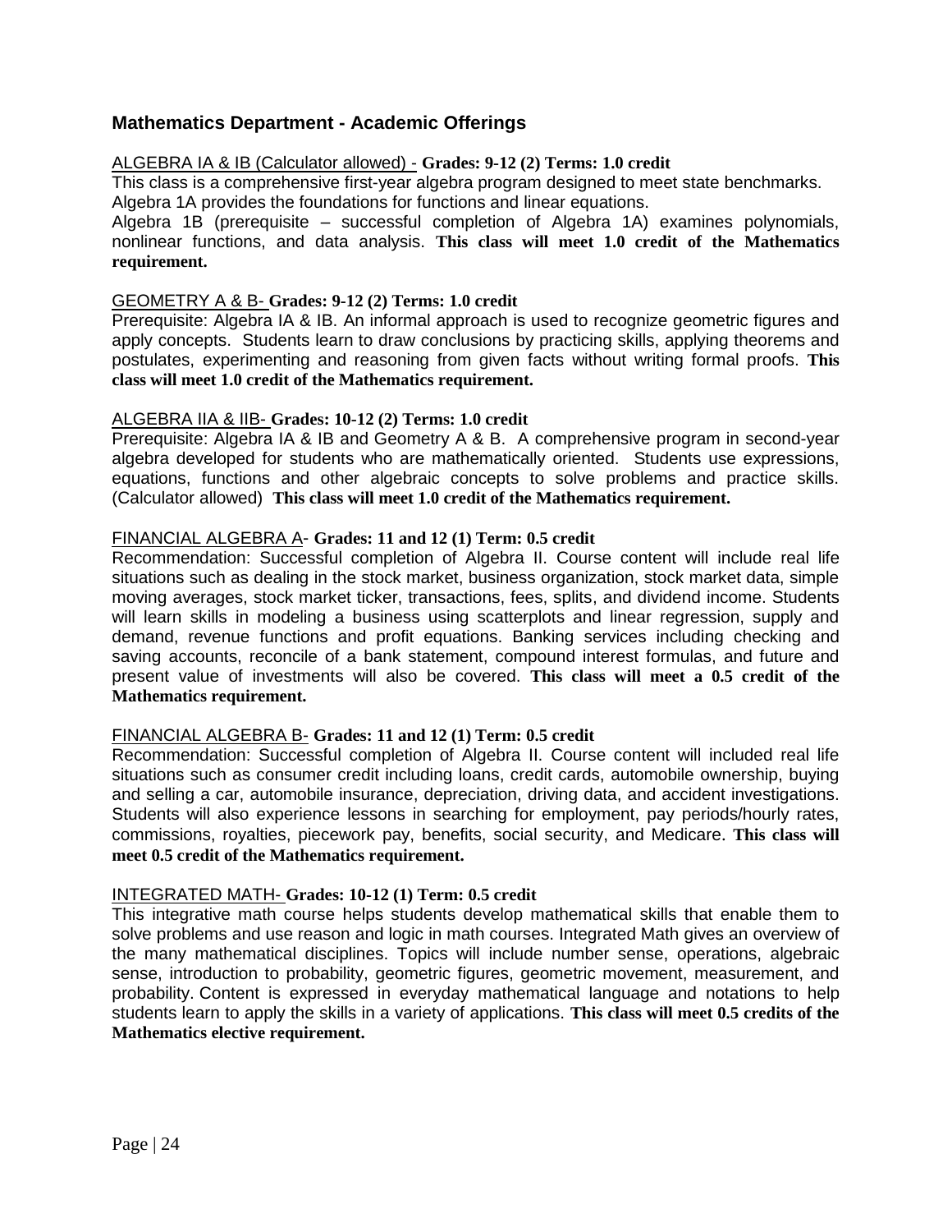## Mathematics Department - Academic Offerings

ALGEBRA IA & IB (Calculator allowed) - **Grades: 9-12 (2) Terms: 1.0 credit**

This class is a comprehensive first-year algebra program designed to meet state benchmarks. Algebra 1A provides the foundations for functions and linear equations.

Algebra 1B (prerequisite – successful completion of Algebra 1A) examines polynomials, nonlinear functions, and data analysis. **This class will meet 1.0 credit of the Mathematics requirement.**

GEOMETRY A & B- **Grades: 9-12 (2) Terms: 1.0 credit**

Prerequisite: Algebra IA & IB. An informal approach is used to recognize geometric figures and apply concepts. Students learn to draw conclusions by practicing skills, applying theorems and postulates, experimenting and reasoning from given facts without writing formal proofs. **This class will meet 1.0 credit of the Mathematics requirement.**

ALGEBRA IIA & IIB- **Grades: 10-12 (2) Terms: 1.0 credit**

Prerequisite: Algebra IA & IB and Geometry A & B. A comprehensive program in second-year algebra developed for students who are mathematically oriented. Students use expressions, equations, functions and other algebraic concepts to solve problems and practice skills. (Calculator allowed) **This class will meet 1.0 credit of the Mathematics requirement.**

FINANCIAL ALGEBRA A- **Grades: 11 and 12 (1) Term: 0.5 credit**

Recommendation: Successful completion of Algebra II. Course content will include real life situations such as dealing in the stock market, business organization, stock market data, simple moving averages, stock market ticker, transactions, fees, splits, and dividend income. Students will learn skills in modeling a business using scatterplots and linear regression, supply and demand, revenue functions and profit equations. Banking services including checking and saving accounts, reconcile of a bank statement, compound interest formulas, and future and present value of investments will also be covered. **This class will meet a 0.5 credit of the Mathematics requirement.**

FINANCIAL ALGEBRA B- **Grades: 11 and 12 (1) Term: 0.5 credit**

Recommendation: Successful completion of Algebra II. Course content will included real life situations such as consumer credit including loans, credit cards, automobile ownership, buying and selling a car, automobile insurance, depreciation, driving data, and accident investigations. Students will also experience lessons in searching for employment, pay periods/hourly rates, commissions, royalties, piecework pay, benefits, social security, and Medicare. **This class will meet 0.5 credit of the Mathematics requirement.**

INTEGRATED MATH- **Grades: 10-12 (1) Term: 0.5 credit**

This integrative math course helps students develop mathematical skills that enable them to solve problems and use reason and logic in math courses. Integrated Math gives an overview of the many mathematical disciplines. Topics will include number sense, operations, algebraic sense, introduction to probability, geometric figures, geometric movement, measurement, and probability. Content is expressed in everyday mathematical language and notations to help students learn to apply the skills in a variety of applications. **This class will meet 0.5 credits of the Mathematics elective requirement.**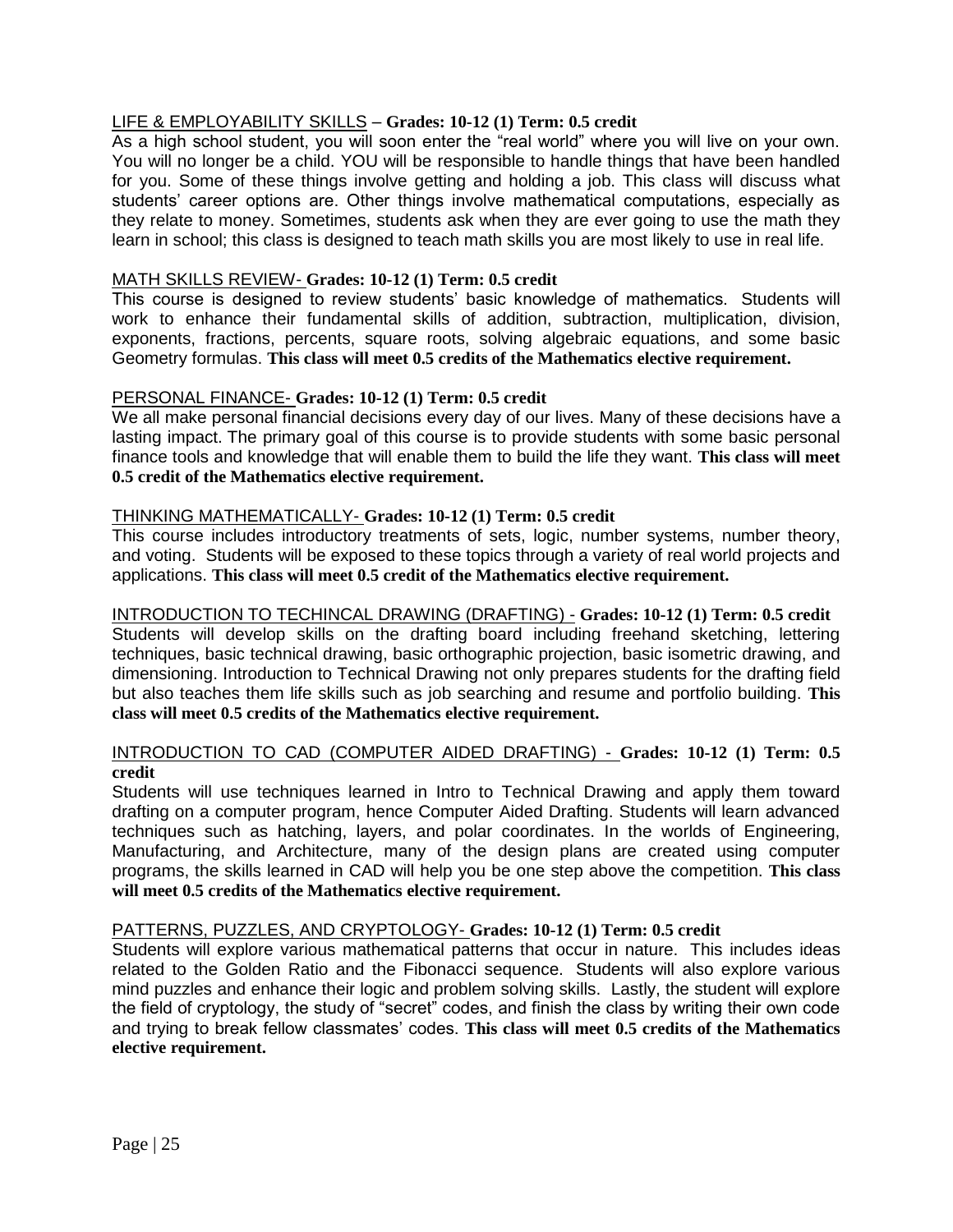LIFE & EMPLOYABILITY SKILLS – **Grades: 10-12 (1) Term: 0.5 credit**

As a high school student, you will soon enter the "real world" where you will live on your own. You will no longer be a child. YOU will be responsible to handle things that have been handled for you. Some of these things involve getting and holding a job. This class will discuss what students' career options are. Other things involve mathematical computations, especially as they relate to money. Sometimes, students ask when they are ever going to use the math they learn in school; this class is designed to teach math skills you are most likely to use in real life.

MATH SKILLS REVIEW- **Grades: 10-12 (1) Term: 0.5 credit**

This course is designed to review students' basic knowledge of mathematics. Students will work to enhance their fundamental skills of addition, subtraction, multiplication, division, exponents, fractions, percents, square roots, solving algebraic equations, and some basic Geometry formulas. **This class will meet 0.5 credits of the Mathematics elective requirement.**

PERSONAL FINANCE- **Grades: 10-12 (1) Term: 0.5 credit**

We all make personal financial decisions every day of our lives. Many of these decisions have a lasting impact. The primary goal of this course is to provide students with some basic personal finance tools and knowledge that will enable them to build the life they want. **This class will meet 0.5 credit of the Mathematics elective requirement.**

THINKING MATHEMATICALLY- **Grades: 10-12 (1) Term: 0.5 credit**

This course includes introductory treatments of sets, logic, number systems, number theory, and voting. Students will be exposed to these topics through a variety of real world projects and applications. **This class will meet 0.5 credit of the Mathematics elective requirement.**

INTRODUCTION TO TECHINCAL DRAWING (DRAFTING) - **Grades: 10-12 (1) Term: 0.5 credit**

Students will develop skills on the drafting board including freehand sketching, lettering techniques, basic technical drawing, basic orthographic projection, basic isometric drawing, and dimensioning. Introduction to Technical Drawing not only prepares students for the drafting field but also teaches them life skills such as job searching and resume and portfolio building. **This class will meet 0.5 credits of the Mathematics elective requirement.**

INTRODUCTION TO CAD (COMPUTER AIDED DRAFTING) - **Grades: 10-12 (1) Term: 0.5 credit**

Students will use techniques learned in Intro to Technical Drawing and apply them toward drafting on a computer program, hence Computer Aided Drafting. Students will learn advanced techniques such as hatching, layers, and polar coordinates. In the worlds of Engineering, Manufacturing, and Architecture, many of the design plans are created using computer programs, the skills learned in CAD will help you be one step above the competition. **This class will meet 0.5 credits of the Mathematics elective requirement.**

PATTERNS, PUZZLES, AND CRYPTOLOGY- **Grades: 10-12 (1) Term: 0.5 credit**

Students will explore various mathematical patterns that occur in nature. This includes ideas related to the Golden Ratio and the Fibonacci sequence. Students will also explore various mind puzzles and enhance their logic and problem solving skills. Lastly, the student will explore the field of cryptology, the study of "secret" codes, and finish the class by writing their own code and trying to break fellow classmates' codes. **This class will meet 0.5 credits of the Mathematics elective requirement.**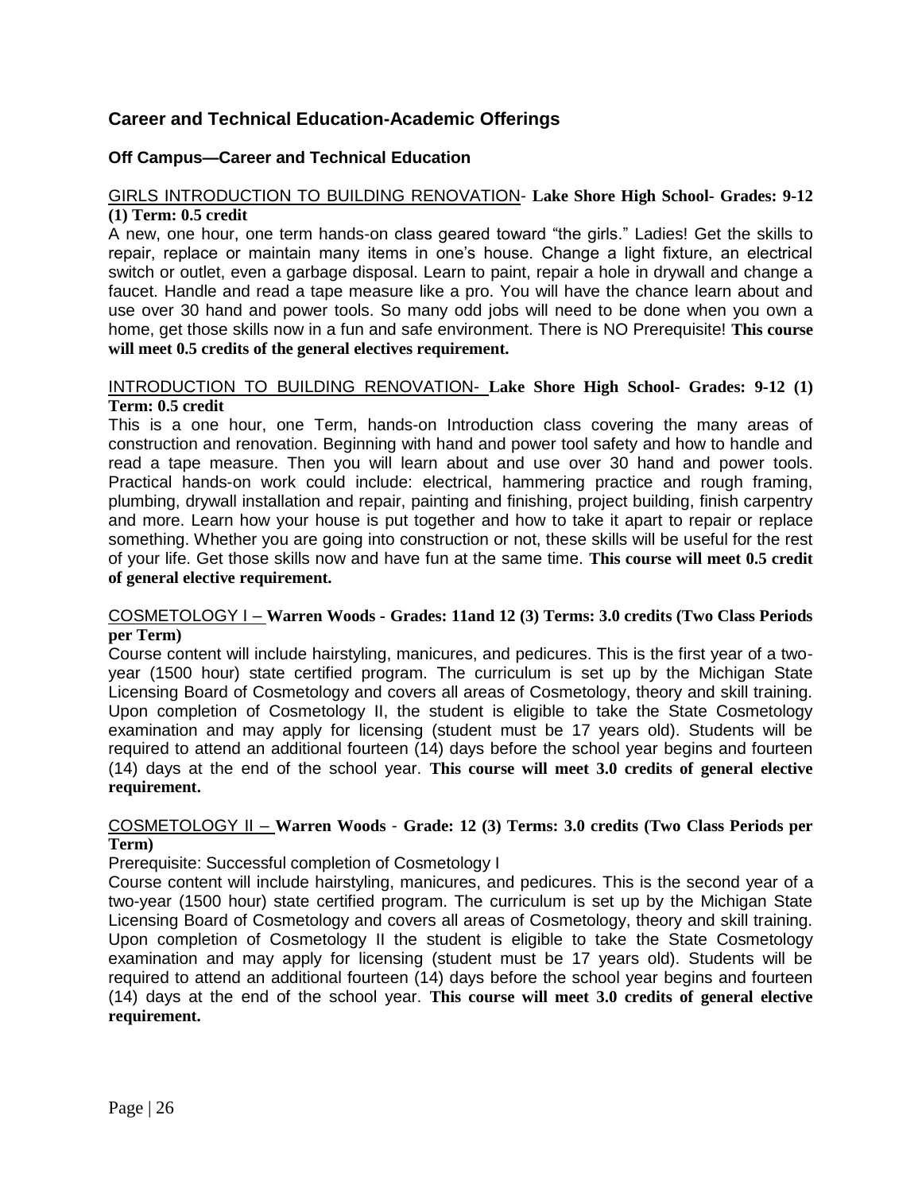## Career and Technical Education-Academic Offerings

### Off Campus—Career and Technical Education

GIRLS INTRODUCTION TO BUILDING RENOVATION- **Lake Shore High School- Grades: 9-12 (1) Term: 0.5 credit**

A new, one hour, one term hands-on class geared toward "the girls." Ladies! Get the skills to repair, replace or maintain many items in one's house. Change a light fixture, an electrical switch or outlet, even a garbage disposal. Learn to paint, repair a hole in drywall and change a faucet. Handle and read a tape measure like a pro. You will have the chance learn about and use over 30 hand and power tools. So many odd jobs will need to be done when you own a home, get those skills now in a fun and safe environment. There is NO Prerequisite! **This course will meet 0.5 credits of the general electives requirement.**

INTRODUCTION TO BUILDING RENOVATION- **Lake Shore High School- Grades: 9-12 (1) Term: 0.5 credit**

This is a one hour, one Term, hands-on Introduction class covering the many areas of construction and renovation. Beginning with hand and power tool safety and how to handle and read a tape measure. Then you will learn about and use over 30 hand and power tools. Practical hands-on work could include: electrical, hammering practice and rough framing, plumbing, drywall installation and repair, painting and finishing, project building, finish carpentry and more. Learn how your house is put together and how to take it apart to repair or replace something. Whether you are going into construction or not, these skills will be useful for the rest of your life. Get those skills now and have fun at the same time. **This course will meet 0.5 credit of general elective requirement.**

COSMETOLOGY I – **Warren Woods - Grades: 11and 12 (3) Terms: 3.0 credits (Two Class Periods per Term)**

Course content will include hairstyling, manicures, and pedicures. This is the first year of a two-year (1500 hour) state certified program. The curriculum is set up by the Michigan State Licensing Board of Cosmetology and covers all areas of Cosmetology, theory and skill training. Upon completion of Cosmetology II, the student is eligible to take the State Cosmetology examination and may apply for licensing (student must be 17 years old). Students will be required to attend an additional fourteen (14) days before the school year begins and fourteen (14) days at the end of the school year. **This course will meet 3.0 credits of general elective requirement.**

COSMETOLOGY II – **Warren Woods - Grade: 12 (3) Terms: 3.0 credits (Two Class Periods per Term)**

Prerequisite: Successful completion of Cosmetology I

Course content will include hairstyling, manicures, and pedicures. This is the second year of a two-year (1500 hour) state certified program. The curriculum is set up by the Michigan State Licensing Board of Cosmetology and covers all areas of Cosmetology, theory and skill training. Upon completion of Cosmetology II the student is eligible to take the State Cosmetology examination and may apply for licensing (student must be 17 years old). Students will be required to attend an additional fourteen (14) days before the school year begins and fourteen (14) days at the end of the school year. **This course will meet 3.0 credits of general elective requirement.**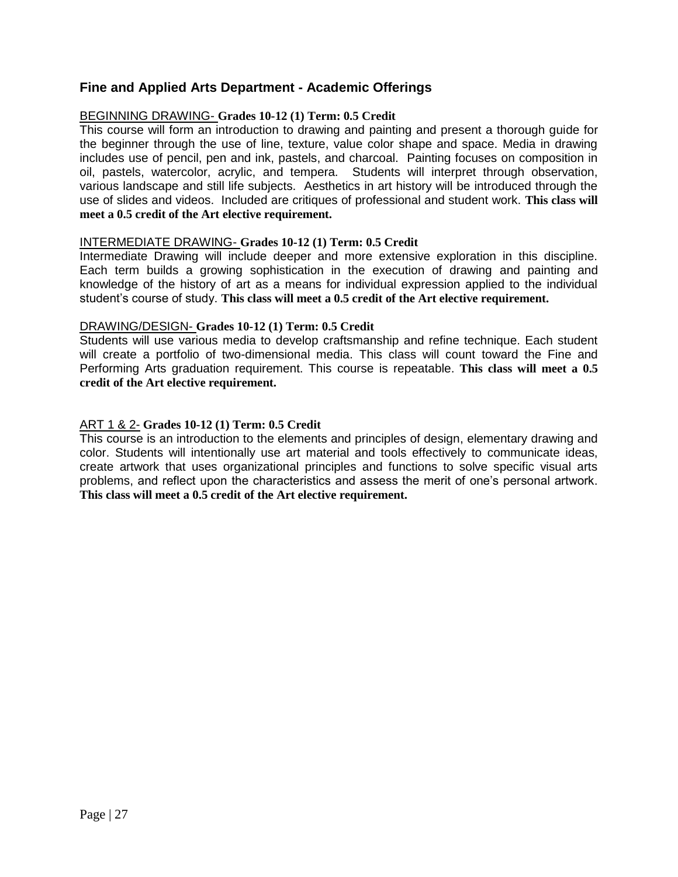## Fine and Applied Arts Department - Academic Offerings

BEGINNING DRAWING- **Grades 10-12 (1) Term: 0.5 Credit**
This course will form an introduction to drawing and painting and present a thorough guide for the beginner through the use of line, texture, value color shape and space. Media in drawing includes use of pencil, pen and ink, pastels, and charcoal. Painting focuses on composition in oil, pastels, watercolor, acrylic, and tempera. Students will interpret through observation, various landscape and still life subjects. Aesthetics in art history will be introduced through the use of slides and videos. Included are critiques of professional and student work. **This class will meet a 0.5 credit of the Art elective requirement.**

INTERMEDIATE DRAWING- **Grades 10-12 (1) Term: 0.5 Credit**
Intermediate Drawing will include deeper and more extensive exploration in this discipline. Each term builds a growing sophistication in the execution of drawing and painting and knowledge of the history of art as a means for individual expression applied to the individual student's course of study. **This class will meet a 0.5 credit of the Art elective requirement.**

DRAWING/DESIGN- **Grades 10-12 (1) Term: 0.5 Credit**
Students will use various media to develop craftsmanship and refine technique. Each student will create a portfolio of two-dimensional media. This class will count toward the Fine and Performing Arts graduation requirement. This course is repeatable. **This class will meet a 0.5 credit of the Art elective requirement.**

ART 1 & 2- **Grades 10-12 (1) Term: 0.5 Credit**
This course is an introduction to the elements and principles of design, elementary drawing and color. Students will intentionally use art material and tools effectively to communicate ideas, create artwork that uses organizational principles and functions to solve specific visual arts problems, and reflect upon the characteristics and assess the merit of one's personal artwork. **This class will meet a 0.5 credit of the Art elective requirement.**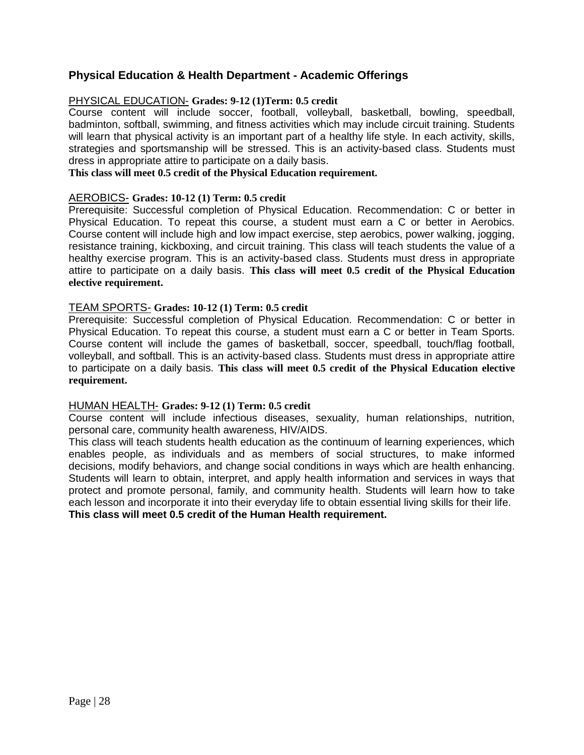## Physical Education & Health Department - Academic Offerings

PHYSICAL EDUCATION- **Grades: 9-12 (1)Term: 0.5 credit**
Course content will include soccer, football, volleyball, basketball, bowling, speedball, badminton, softball, swimming, and fitness activities which may include circuit training. Students will learn that physical activity is an important part of a healthy life style. In each activity, skills, strategies and sportsmanship will be stressed. This is an activity-based class. Students must dress in appropriate attire to participate on a daily basis.
**This class will meet 0.5 credit of the Physical Education requirement.**

AEROBICS- **Grades: 10-12 (1) Term: 0.5 credit**
Prerequisite: Successful completion of Physical Education. Recommendation: C or better in Physical Education. To repeat this course, a student must earn a C or better in Aerobics. Course content will include high and low impact exercise, step aerobics, power walking, jogging, resistance training, kickboxing, and circuit training. This class will teach students the value of a healthy exercise program. This is an activity-based class. Students must dress in appropriate attire to participate on a daily basis. **This class will meet 0.5 credit of the Physical Education elective requirement.**

TEAM SPORTS- **Grades: 10-12 (1) Term: 0.5 credit**
Prerequisite: Successful completion of Physical Education. Recommendation: C or better in Physical Education. To repeat this course, a student must earn a C or better in Team Sports. Course content will include the games of basketball, soccer, speedball, touch/flag football, volleyball, and softball. This is an activity-based class. Students must dress in appropriate attire to participate on a daily basis. **This class will meet 0.5 credit of the Physical Education elective requirement.**

HUMAN HEALTH- **Grades: 9-12 (1) Term: 0.5 credit**
Course content will include infectious diseases, sexuality, human relationships, nutrition, personal care, community health awareness, HIV/AIDS.
This class will teach students health education as the continuum of learning experiences, which enables people, as individuals and as members of social structures, to make informed decisions, modify behaviors, and change social conditions in ways which are health enhancing. Students will learn to obtain, interpret, and apply health information and services in ways that protect and promote personal, family, and community health. Students will learn how to take each lesson and incorporate it into their everyday life to obtain essential living skills for their life.
**This class will meet 0.5 credit of the Human Health requirement.**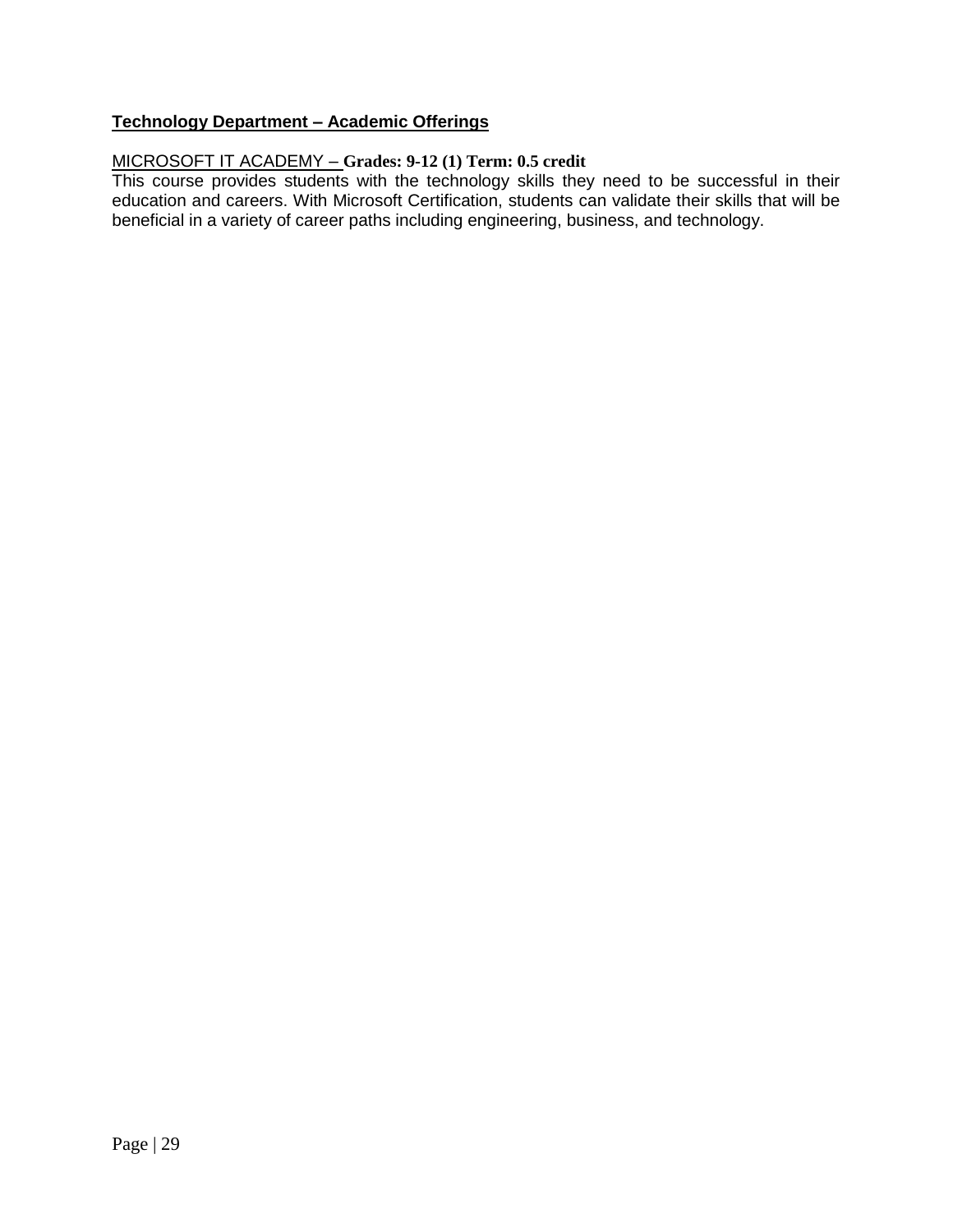## Technology Department – Academic Offerings

MICROSOFT IT ACADEMY – **Grades: 9-12 (1) Term: 0.5 credit**

This course provides students with the technology skills they need to be successful in their education and careers. With Microsoft Certification, students can validate their skills that will be beneficial in a variety of career paths including engineering, business, and technology.